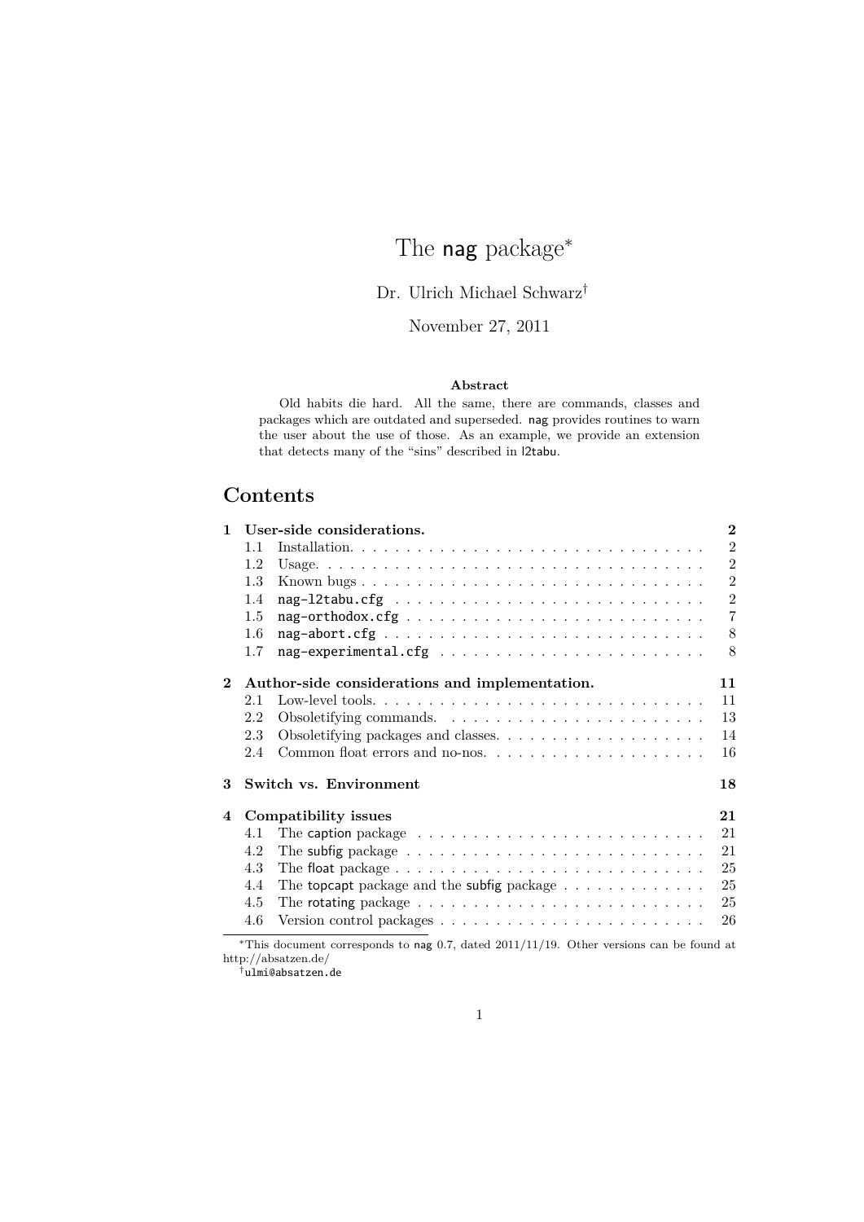# The `nag` package*

Dr. Ulrich Michael Schwarz†

November 27, 2011

**Abstract**

Old habits die hard. All the same, there are commands, classes and packages which are outdated and superseded. `nag` provides routines to warn the user about the use of those. As an example, we provide an extension that detects many of the "sins" described in `l2tabu`.

## Contents

| | | |
|---|---|---|
| **1** | **User-side considerations.** | **2** |
| 1.1 | Installation. | 2 |
| 1.2 | Usage. | 2 |
| 1.3 | Known bugs | 2 |
| 1.4 | `nag-l2tabu.cfg` | 2 |
| 1.5 | `nag-orthodox.cfg` | 7 |
| 1.6 | `nag-abort.cfg` | 8 |
| 1.7 | `nag-experimental.cfg` | 8 |
| **2** | **Author-side considerations and implementation.** | **11** |
| 2.1 | Low-level tools. | 11 |
| 2.2 | Obsoletifying commands. | 13 |
| 2.3 | Obsoletifying packages and classes. | 14 |
| 2.4 | Common float errors and no-nos. | 16 |
| **3** | **Switch vs. Environment** | **18** |
| **4** | **Compatibility issues** | **21** |
| 4.1 | The `caption` package | 21 |
| 4.2 | The `subfig` package | 21 |
| 4.3 | The `float` package | 25 |
| 4.4 | The `topcapt` package and the `subfig` package | 25 |
| 4.5 | The `rotating` package | 25 |
| 4.6 | Version control packages | 26 |

*This document corresponds to `nag` 0.7, dated 2011/11/19. Other versions can be found at http://absatzen.de/

†`ulmi@absatzen.de`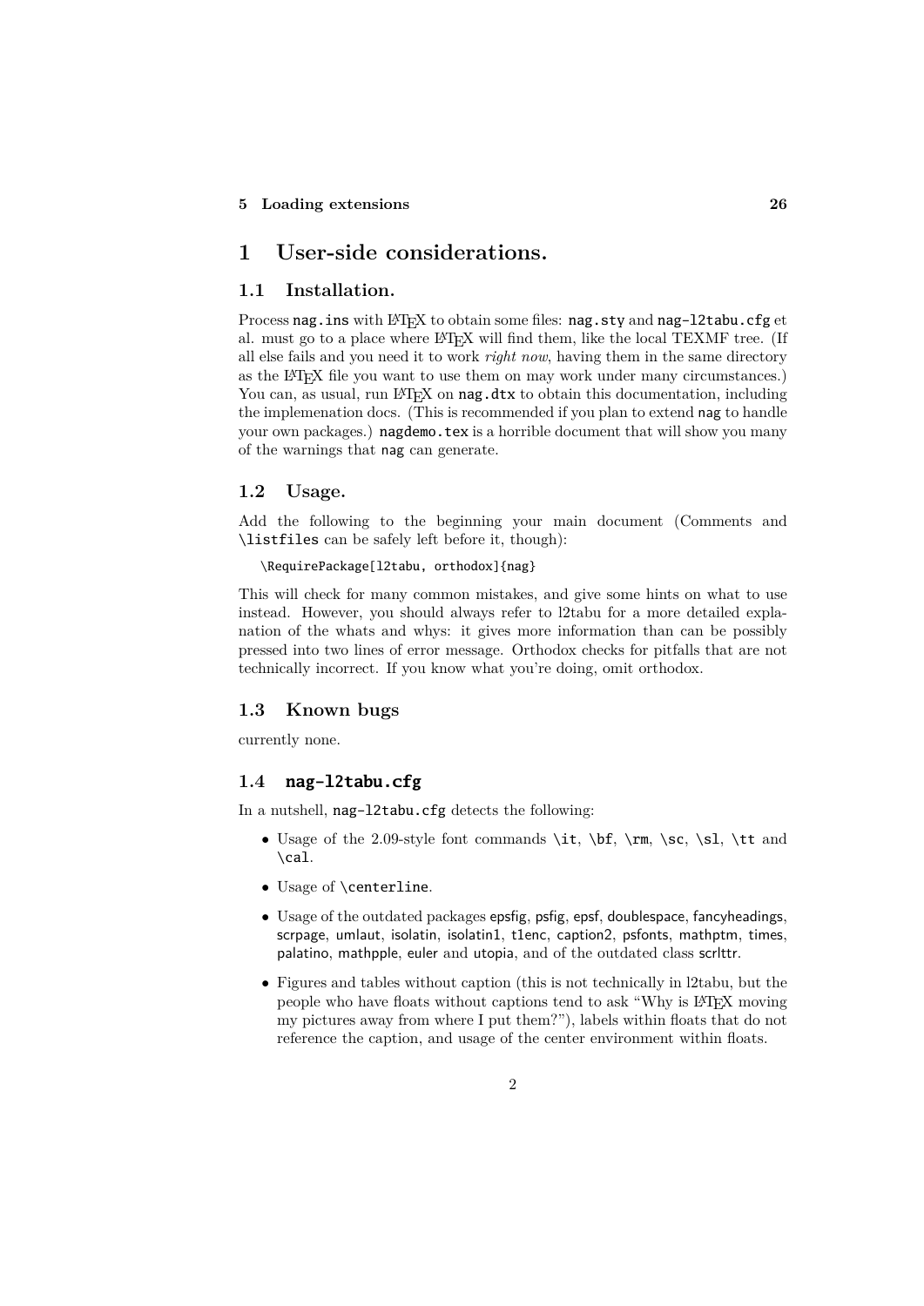# 1 User-side considerations.

## 1.1 Installation.

Process `nag.ins` with LaTeX to obtain some files: `nag.sty` and `nag-l2tabu.cfg` et al. must go to a place where LaTeX will find them, like the local TEXMF tree. (If all else fails and you need it to work *right now*, having them in the same directory as the LaTeX file you want to use them on may work under many circumstances.) You can, as usual, run LaTeX on `nag.dtx` to obtain this documentation, including the implemenation docs. (This is recommended if you plan to extend nag to handle your own packages.) `nagdemo.tex` is a horrible document that will show you many of the warnings that nag can generate.

## 1.2 Usage.

Add the following to the beginning your main document (Comments and `\listfiles` can be safely left before it, though):

```
\RequirePackage[l2tabu, orthodox]{nag}
```

This will check for many common mistakes, and give some hints on what to use instead. However, you should always refer to l2tabu for a more detailed explanation of the whats and whys: it gives more information than can be possibly pressed into two lines of error message. Orthodox checks for pitfalls that are not technically incorrect. If you know what you're doing, omit orthodox.

## 1.3 Known bugs

currently none.

## 1.4 `nag-l2tabu.cfg`

In a nutshell, `nag-l2tabu.cfg` detects the following:

- Usage of the 2.09-style font commands `\it`, `\bf`, `\rm`, `\sc`, `\sl`, `\tt` and `\cal`.
- Usage of `\centerline`.
- Usage of the outdated packages epsfig, psfig, epsf, doublespace, fancyheadings, scrpage, umlaut, isolatin, isolatin1, t1enc, caption2, psfonts, mathptm, times, palatino, mathpple, euler and utopia, and of the outdated class scrlttr.
- Figures and tables without caption (this is not technically in l2tabu, but the people who have floats without captions tend to ask "Why is LaTeX moving my pictures away from where I put them?"), labels within floats that do not reference the caption, and usage of the center environment within floats.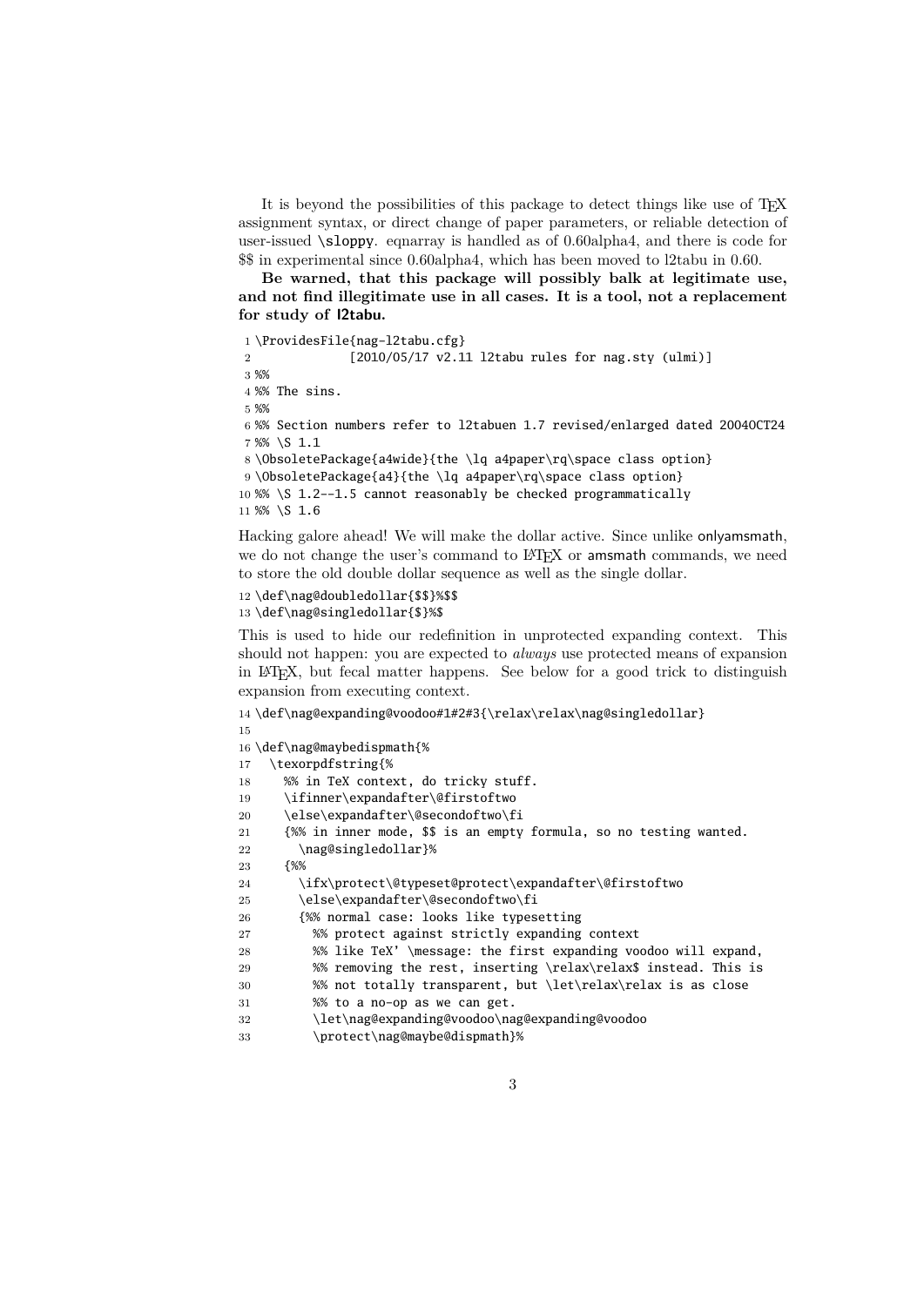It is beyond the possibilities of this package to detect things like use of TEX assignment syntax, or direct change of paper parameters, or reliable detection of user-issued \sloppy. eqnarray is handled as of 0.60alpha4, and there is code for $$ in experimental since 0.60alpha4, which has been moved to l2tabu in 0.60.

**Be warned, that this package will possibly balk at legitimate use, and not find illegitimate use in all cases. It is a tool, not a replacement for study of l2tabu.**

```
1 \ProvidesFile{nag-l2tabu.cfg}
2             [2010/05/17 v2.11 l2tabu rules for nag.sty (ulmi)]
3 %%
4 %% The sins.
5 %%
6 %% Section numbers refer to l2tabuen 1.7 revised/enlarged dated 2004OCT24
7 %% \S 1.1
8 \ObsoletePackage{a4wide}{the \lq a4paper\rq\space class option}
9 \ObsoletePackage{a4}{the \lq a4paper\rq\space class option}
10 %% \S 1.2--1.5 cannot reasonably be checked programmatically
11 %% \S 1.6
```

Hacking galore ahead! We will make the dollar active. Since unlike onlyamsmath, we do not change the user's command to LATEX or amsmath commands, we need to store the old double dollar sequence as well as the single dollar.

```
12 \def\nag@doubledollar{$$}%$$
13 \def\nag@singledollar{$}%$
```

This is used to hide our redefinition in unprotected expanding context. This should not happen: you are expected to *always* use protected means of expansion in LATEX, but fecal matter happens. See below for a good trick to distinguish expansion from executing context.

```
14 \def\nag@expanding@voodoo#1#2#3{\relax\relax\nag@singledollar}
15
16 \def\nag@maybedispmath{%
17   \texorpdfstring{%
18     %% in TeX context, do tricky stuff.
19     \ifinner\expandafter\@firstoftwo
20     \else\expandafter\@secondoftwo\fi
21     {%% in inner mode, $$ is an empty formula, so no testing wanted.
22       \nag@singledollar}%
23     {%%
24       \ifx\protect\@typeset@protect\expandafter\@firstoftwo
25       \else\expandafter\@secondoftwo\fi
26       {%% normal case: looks like typesetting
27         %% protect against strictly expanding context
28         %% like TeX' \message: the first expanding voodoo will expand,
29         %% removing the rest, inserting \relax\relax$ instead. This is
30         %% not totally transparent, but \let\relax\relax is as close
31         %% to a no-op as we can get.
32         \let\nag@expanding@voodoo\nag@expanding@voodoo
33         \protect\nag@maybe@dispmath}%
```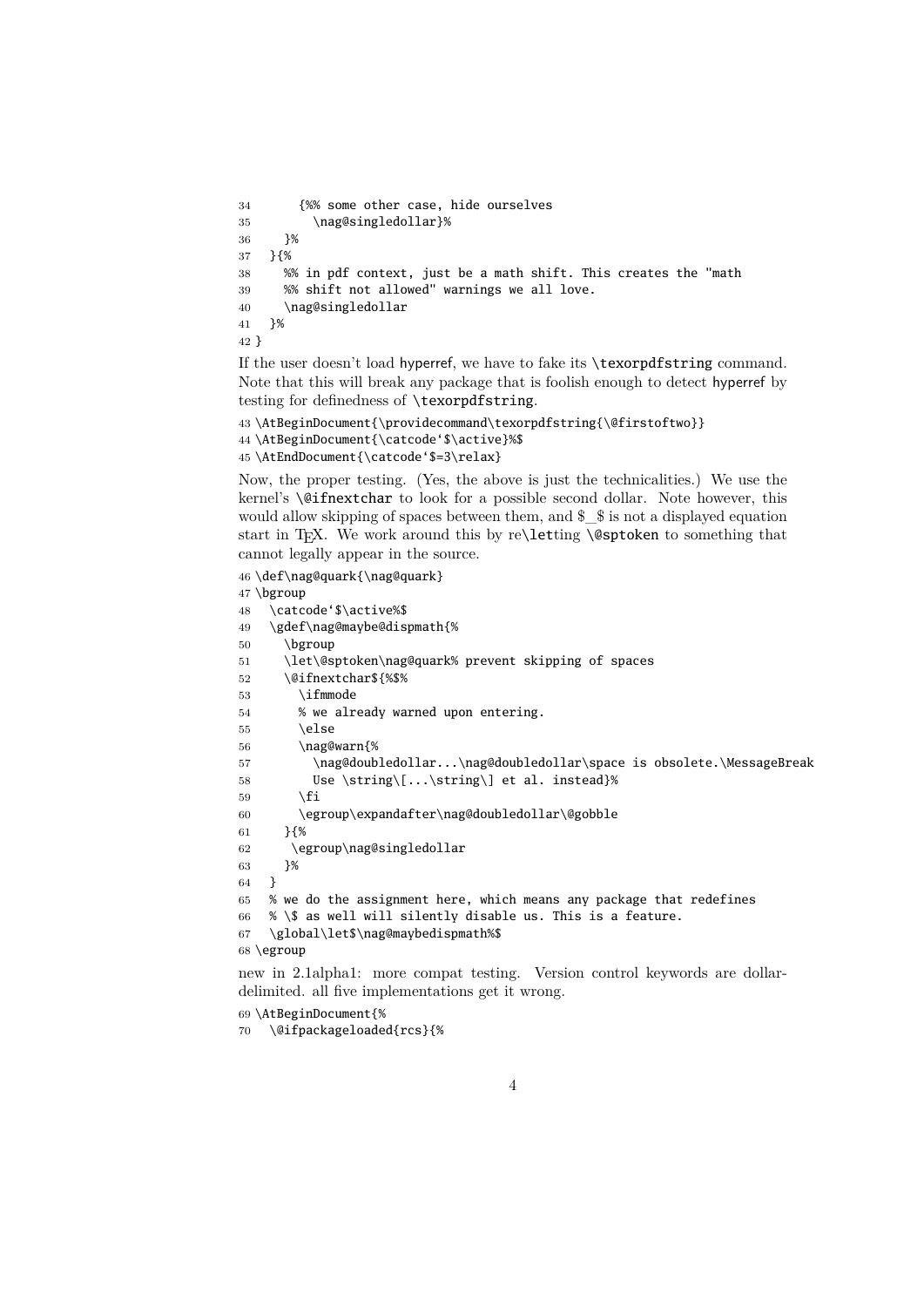```
34      {%% some other case, hide ourselves
35        \nag@singledollar}%
36    }%
37  }{%
38    %% in pdf context, just be a math shift. This creates the "math
39    %% shift not allowed" warnings we all love.
40    \nag@singledollar
41  }%
42 }
```

If the user doesn't load hyperref, we have to fake its `\texorpdfstring` command. Note that this will break any package that is foolish enough to detect hyperref by testing for definedness of `\texorpdfstring`.

```
43 \AtBeginDocument{\providecommand\texorpdfstring{\@firstoftwo}}
44 \AtBeginDocument{\catcode`$\active}%$
45 \AtEndDocument{\catcode`$=3\relax}
```

Now, the proper testing. (Yes, the above is just the technicalities.) We use the kernel's `\@ifnextchar` to look for a possible second dollar. Note however, this would allow skipping of spaces between them, and $_$ is not a displayed equation start in TeX. We work around this by re`\let`ting `\@sptoken` to something that cannot legally appear in the source.

```
46 \def\nag@quark{\nag@quark}
47 \bgroup
48   \catcode`$\active%$
49   \gdef\nag@maybe@dispmath{%
50     \bgroup
51     \let\@sptoken\nag@quark% prevent skipping of spaces
52     \@ifnextchar${%$%
53       \ifmmode
54       % we already warned upon entering.
55       \else
56       \nag@warn{%
57         \nag@doubledollar...\nag@doubledollar\space is obsolete.\MessageBreak
58         Use \string\[...\string\] et al. instead}%
59       \fi
60       \egroup\expandafter\nag@doubledollar\@gobble
61     }{%
62       \egroup\nag@singledollar
63     }%
64   }
65   % we do the assignment here, which means any package that redefines
66   % \$ as well will silently disable us. This is a feature.
67   \global\let$\nag@maybedispmath%$
68 \egroup
```

new in 2.1alpha1: more compat testing. Version control keywords are dollar-delimited. all five implementations get it wrong.

```
69 \AtBeginDocument{%
70   \@ifpackageloaded{rcs}{%
```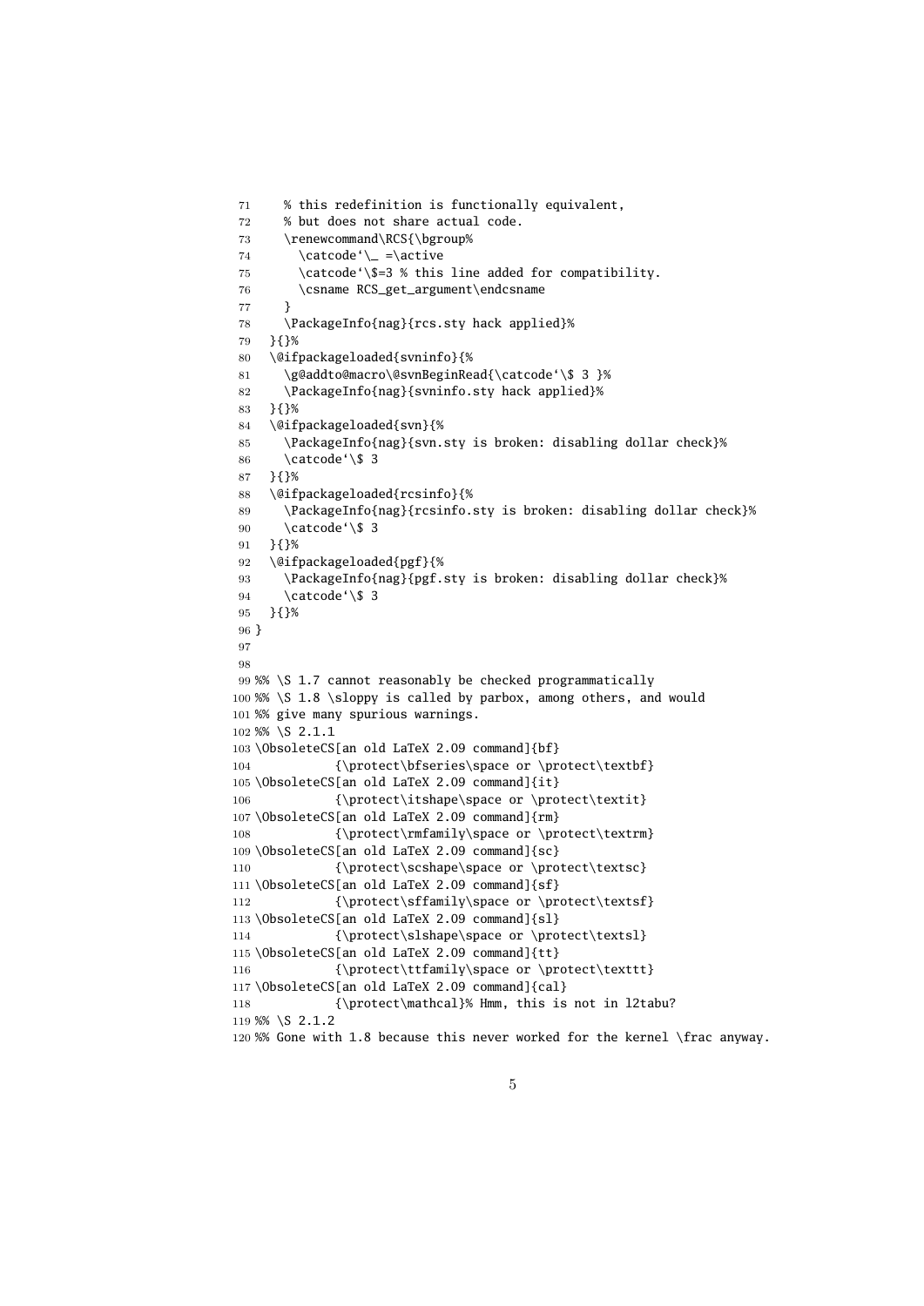```
71     % this redefinition is functionally equivalent,
72     % but does not share actual code.
73     \renewcommand\RCS{\bgroup%
74       \catcode`\_ =\active
75       \catcode`\$=3 % this line added for compatibility.
76       \csname RCS_get_argument\endcsname
77     }
78     \PackageInfo{nag}{rcs.sty hack applied}%
79   }{}%
80   \@ifpackageloaded{svninfo}{%
81     \g@addto@macro\@svnBeginRead{\catcode`\$ 3 }%
82     \PackageInfo{nag}{svninfo.sty hack applied}%
83   }{}%
84   \@ifpackageloaded{svn}{%
85     \PackageInfo{nag}{svn.sty is broken: disabling dollar check}%
86     \catcode`\$ 3
87   }{}%
88   \@ifpackageloaded{rcsinfo}{%
89     \PackageInfo{nag}{rcsinfo.sty is broken: disabling dollar check}%
90     \catcode`\$ 3
91   }{}%
92   \@ifpackageloaded{pgf}{%
93     \PackageInfo{nag}{pgf.sty is broken: disabling dollar check}%
94     \catcode`\$ 3
95   }{}%
96 }
97
98
99 %% \S 1.7 cannot reasonably be checked programmatically
100 %% \S 1.8 \sloppy is called by parbox, among others, and would
101 %% give many spurious warnings.
102 %% \S 2.1.1
103 \ObsoleteCS[an old LaTeX 2.09 command]{bf}
104            {\protect\bfseries\space or \protect\textbf}
105 \ObsoleteCS[an old LaTeX 2.09 command]{it}
106            {\protect\itshape\space or \protect\textit}
107 \ObsoleteCS[an old LaTeX 2.09 command]{rm}
108            {\protect\rmfamily\space or \protect\textrm}
109 \ObsoleteCS[an old LaTeX 2.09 command]{sc}
110            {\protect\scshape\space or \protect\textsc}
111 \ObsoleteCS[an old LaTeX 2.09 command]{sf}
112            {\protect\sffamily\space or \protect\textsf}
113 \ObsoleteCS[an old LaTeX 2.09 command]{sl}
114            {\protect\slshape\space or \protect\textsl}
115 \ObsoleteCS[an old LaTeX 2.09 command]{tt}
116            {\protect\ttfamily\space or \protect\texttt}
117 \ObsoleteCS[an old LaTeX 2.09 command]{cal}
118            {\protect\mathcal}% Hmm, this is not in l2tabu?
119 %% \S 2.1.2
120 %% Gone with 1.8 because this never worked for the kernel \frac anyway.
```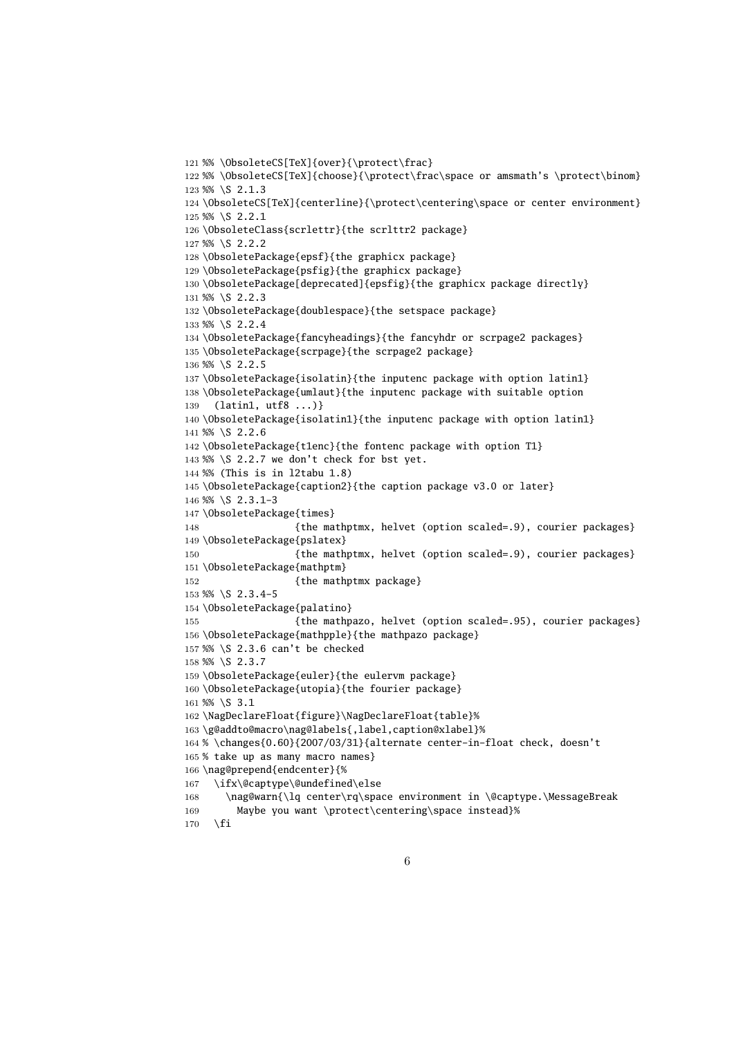```
121 %% \ObsoleteCS[TeX]{over}{\protect\frac}
122 %% \ObsoleteCS[TeX]{choose}{\protect\frac\space or amsmath's \protect\binom}
123 %% \S 2.1.3
124 \ObsoleteCS[TeX]{centerline}{\protect\centering\space or center environment}
125 %% \S 2.2.1
126 \ObsoleteClass{scrlettr}{the scrlttr2 package}
127 %% \S 2.2.2
128 \ObsoletePackage{epsf}{the graphicx package}
129 \ObsoletePackage{psfig}{the graphicx package}
130 \ObsoletePackage[deprecated]{epsfig}{the graphicx package directly}
131 %% \S 2.2.3
132 \ObsoletePackage{doublespace}{the setspace package}
133 %% \S 2.2.4
134 \ObsoletePackage{fancyheadings}{the fancyhdr or scrpage2 packages}
135 \ObsoletePackage{scrpage}{the scrpage2 package}
136 %% \S 2.2.5
137 \ObsoletePackage{isolatin}{the inputenc package with option latin1}
138 \ObsoletePackage{umlaut}{the inputenc package with suitable option
139   (latin1, utf8 ...)}
140 \ObsoletePackage{isolatin1}{the inputenc package with option latin1}
141 %% \S 2.2.6
142 \ObsoletePackage{t1enc}{the fontenc package with option T1}
143 %% \S 2.2.7 we don't check for bst yet.
144 %% (This is in l2tabu 1.8)
145 \ObsoletePackage{caption2}{the caption package v3.0 or later}
146 %% \S 2.3.1-3
147 \ObsoletePackage{times}
148                 {the mathptmx, helvet (option scaled=.9), courier packages}
149 \ObsoletePackage{pslatex}
150                 {the mathptmx, helvet (option scaled=.9), courier packages}
151 \ObsoletePackage{mathptm}
152                 {the mathptmx package}
153 %% \S 2.3.4-5
154 \ObsoletePackage{palatino}
155                 {the mathpazo, helvet (option scaled=.95), courier packages}
156 \ObsoletePackage{mathpple}{the mathpazo package}
157 %% \S 2.3.6 can't be checked
158 %% \S 2.3.7
159 \ObsoletePackage{euler}{the eulervm package}
160 \ObsoletePackage{utopia}{the fourier package}
161 %% \S 3.1
162 \NagDeclareFloat{figure}\NagDeclareFloat{table}%
163 \g@addto@macro\nag@labels{,label,caption@xlabel}%
164 % \changes{0.60}{2007/03/31}{alternate center-in-float check, doesn't
165 % take up as many macro names}
166 \nag@prepend{endcenter}{%
167   \ifx\@captype\@undefined\else
168     \nag@warn{\lq center\rq\space environment in \@captype.\MessageBreak
169       Maybe you want \protect\centering\space instead}%
170   \fi
```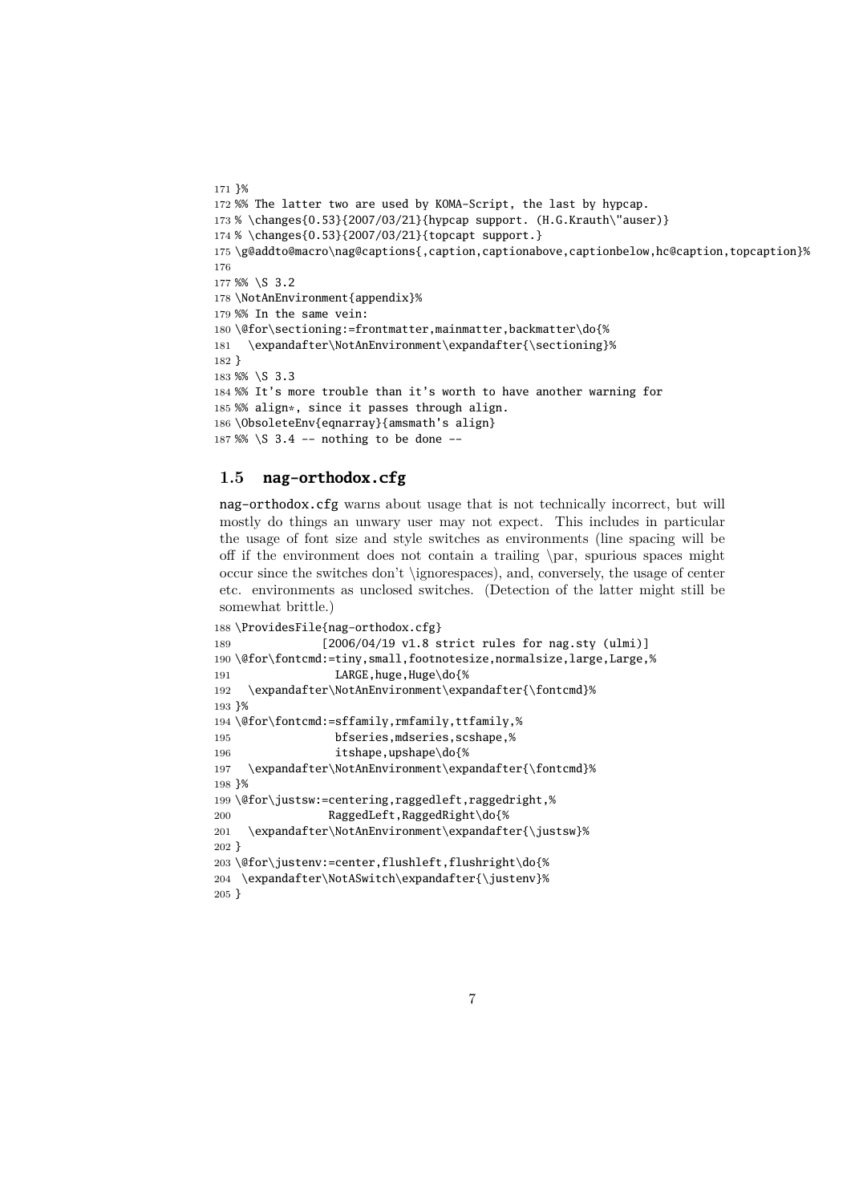```
171 }%
172 %% The latter two are used by KOMA-Script, the last by hypcap.
173 % \changes{0.53}{2007/03/21}{hypcap support. (H.G.Krauth\"auser)}
174 % \changes{0.53}{2007/03/21}{topcapt support.}
175 \g@addto@macro\nag@captions{,caption,captionabove,captionbelow,hc@caption,topcaption}%
176
177 %% \S 3.2
178 \NotAnEnvironment{appendix}%
179 %% In the same vein:
180 \@for\sectioning:=frontmatter,mainmatter,backmatter\do{%
181   \expandafter\NotAnEnvironment\expandafter{\sectioning}%
182 }
183 %% \S 3.3
184 %% It's more trouble than it's worth to have another warning for
185 %% align*, since it passes through align.
186 \ObsoleteEnv{eqnarray}{amsmath's align}
187 %% \S 3.4 -- nothing to be done --
```

## 1.5 nag-orthodox.cfg

nag-orthodox.cfg warns about usage that is not technically incorrect, but will mostly do things an unwary user may not expect. This includes in particular the usage of font size and style switches as environments (line spacing will be off if the environment does not contain a trailing \par, spurious spaces might occur since the switches don't \ignorespaces), and, conversely, the usage of center etc. environments as unclosed switches. (Detection of the latter might still be somewhat brittle.)

```
188 \ProvidesFile{nag-orthodox.cfg}
189              [2006/04/19 v1.8 strict rules for nag.sty (ulmi)]
190 \@for\fontcmd:=tiny,small,footnotesize,normalsize,large,Large,%
191                LARGE,huge,Huge\do{%
192   \expandafter\NotAnEnvironment\expandafter{\fontcmd}%
193 }%
194 \@for\fontcmd:=sffamily,rmfamily,ttfamily,%
195                bfseries,mdseries,scshape,%
196                itshape,upshape\do{%
197   \expandafter\NotAnEnvironment\expandafter{\fontcmd}%
198 }%
199 \@for\justsw:=centering,raggedleft,raggedright,%
200               RaggedLeft,RaggedRight\do{%
201   \expandafter\NotAnEnvironment\expandafter{\justsw}%
202 }
203 \@for\justenv:=center,flushleft,flushright\do{%
204  \expandafter\NotASwitch\expandafter{\justenv}%
205 }
```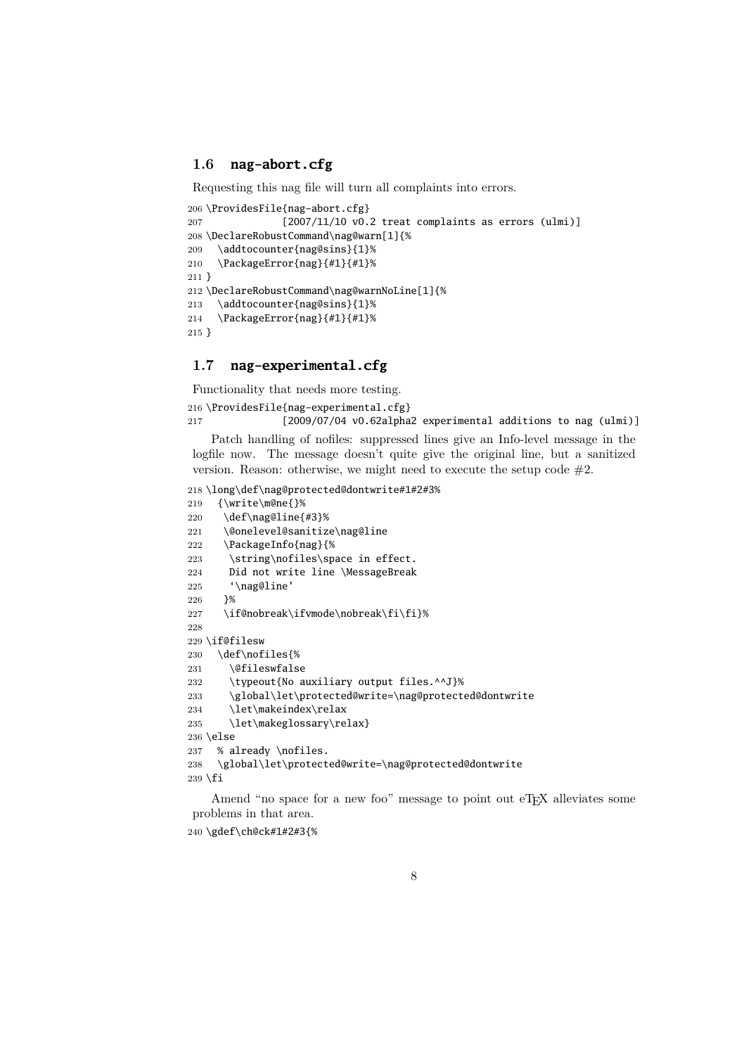## 1.6 nag-abort.cfg

Requesting this nag file will turn all complaints into errors.

```
206 \ProvidesFile{nag-abort.cfg}
207             [2007/11/10 v0.2 treat complaints as errors (ulmi)]
208 \DeclareRobustCommand\nag@warn[1]{%
209   \addtocounter{nag@sins}{1}%
210   \PackageError{nag}{#1}{#1}%
211 }
212 \DeclareRobustCommand\nag@warnNoLine[1]{%
213   \addtocounter{nag@sins}{1}%
214   \PackageError{nag}{#1}{#1}%
215 }
```

## 1.7 nag-experimental.cfg

Functionality that needs more testing.

```
216 \ProvidesFile{nag-experimental.cfg}
217             [2009/07/04 v0.62alpha2 experimental additions to nag (ulmi)]
```

Patch handling of nofiles: suppressed lines give an Info-level message in the logfile now. The message doesn't quite give the original line, but a sanitized version. Reason: otherwise, we might need to execute the setup code #2.

```
218 \long\def\nag@protected@dontwrite#1#2#3%
219   {\write\m@ne{}%
220    \def\nag@line{#3}%
221    \@onelevel@sanitize\nag@line
222    \PackageInfo{nag}{%
223     \string\nofiles\space in effect.
224     Did not write line \MessageBreak
225     `\nag@line'
226    }%
227    \if@nobreak\ifvmode\nobreak\fi\fi}%
228
229 \if@filesw
230   \def\nofiles{%
231     \@fileswfalse
232     \typeout{No auxiliary output files.^^J}%
233     \global\let\protected@write=\nag@protected@dontwrite
234     \let\makeindex\relax
235     \let\makeglossary\relax}
236 \else
237   % already \nofiles.
238   \global\let\protected@write=\nag@protected@dontwrite
239 \fi
```

Amend "no space for a new foo" message to point out eTEX alleviates some problems in that area.

```
240 \gdef\ch@ck#1#2#3{%
```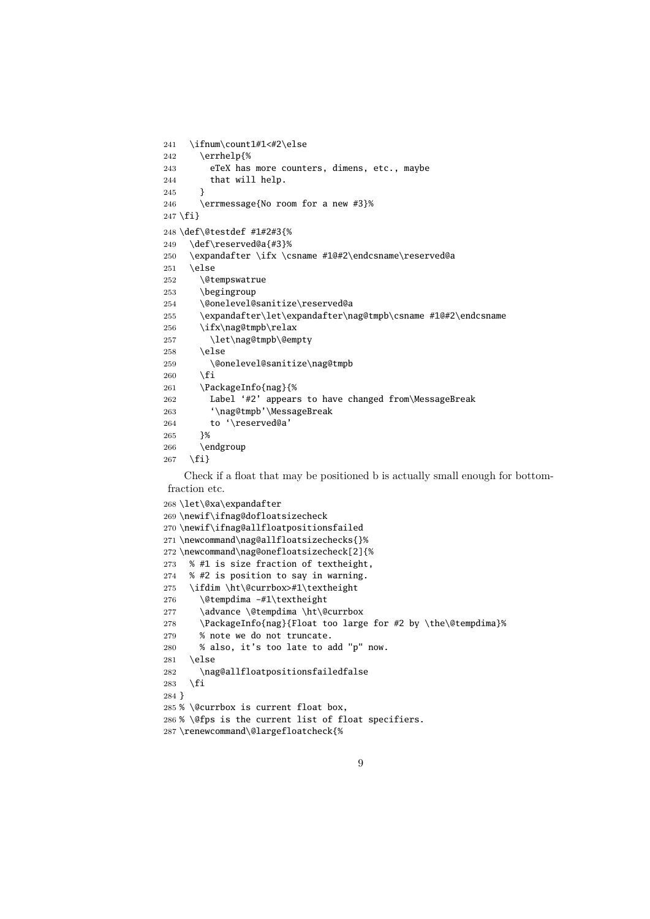```
241   \ifnum\count1#1<#2\else
242     \errhelp{%
243       eTeX has more counters, dimens, etc., maybe
244       that will help.
245     }
246     \errmessage{No room for a new #3}%
247 \fi}
248 \def\@testdef #1#2#3{%
249   \def\reserved@a{#3}%
250   \expandafter \ifx \csname #1@#2\endcsname\reserved@a
251   \else
252     \@tempswatrue
253     \begingroup
254     \@onelevel@sanitize\reserved@a
255     \expandafter\let\expandafter\nag@tmpb\csname #1@#2\endcsname
256     \ifx\nag@tmpb\relax
257       \let\nag@tmpb\@empty
258     \else
259       \@onelevel@sanitize\nag@tmpb
260     \fi
261     \PackageInfo{nag}{%
262       Label `#2' appears to have changed from\MessageBreak
263       `\nag@tmpb'\MessageBreak
264       to `\reserved@a'
265     }%
266     \endgroup
267   \fi}
```

Check if a float that may be positioned b is actually small enough for bottomfraction etc.

```
268 \let\@xa\expandafter
269 \newif\ifnag@dofloatsizecheck
270 \newif\ifnag@allfloatpositionsfailed
271 \newcommand\nag@allfloatsizechecks{}%
272 \newcommand\nag@onefloatsizecheck[2]{%
273   % #1 is size fraction of textheight,
274   % #2 is position to say in warning.
275   \ifdim \ht\@currbox>#1\textheight
276     \@tempdima -#1\textheight
277     \advance \@tempdima \ht\@currbox
278     \PackageInfo{nag}{Float too large for #2 by \the\@tempdima}%
279     % note we do not truncate.
280     % also, it's too late to add "p" now.
281   \else
282     \nag@allfloatpositionsfailedfalse
283   \fi
284 }
285 % \@currbox is current float box,
286 % \@fps is the current list of float specifiers.
287 \renewcommand\@largefloatcheck{%
```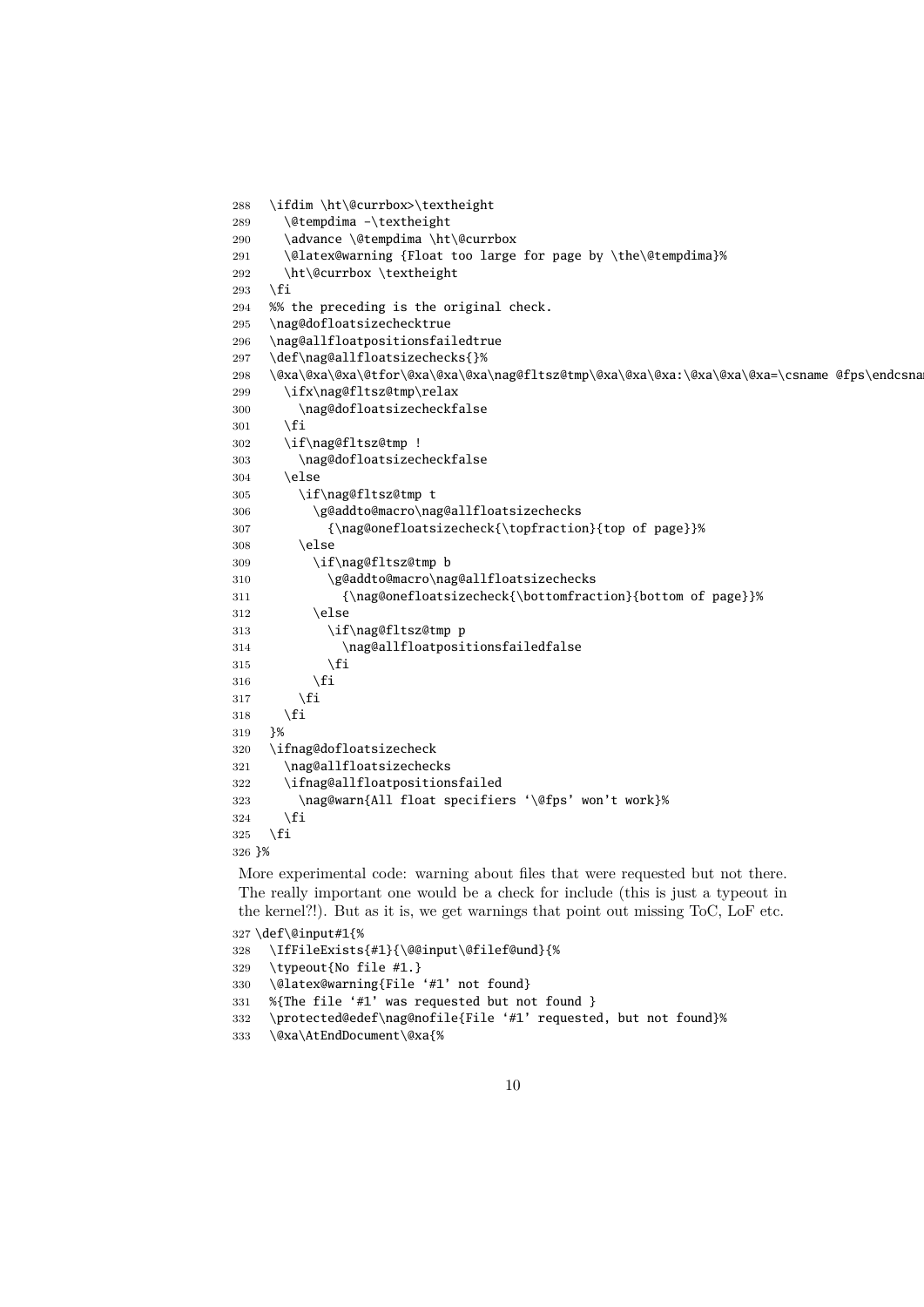```
288   \ifdim \ht\@currbox>\textheight
289     \@tempdima -\textheight
290     \advance \@tempdima \ht\@currbox
291     \@latex@warning {Float too large for page by \the\@tempdima}%
292     \ht\@currbox \textheight
293   \fi
294   %% the preceding is the original check.
295   \nag@dofloatsizechecktrue
296   \nag@allfloatpositionsfailedtrue
297   \def\nag@allfloatsizechecks{}%
298   \@xa\@xa\@xa\@tfor\@xa\@xa\@xa\nag@fltsz@tmp\@xa\@xa\@xa:\@xa\@xa\@xa=\csname @fps\endcsnam
299     \ifx\nag@fltsz@tmp\relax
300       \nag@dofloatsizecheckfalse
301     \fi
302     \if\nag@fltsz@tmp !
303       \nag@dofloatsizecheckfalse
304     \else
305       \if\nag@fltsz@tmp t
306         \g@addto@macro\nag@allfloatsizechecks
307           {\nag@onefloatsizecheck{\topfraction}{top of page}}%
308       \else
309         \if\nag@fltsz@tmp b
310           \g@addto@macro\nag@allfloatsizechecks
311             {\nag@onefloatsizecheck{\bottomfraction}{bottom of page}}%
312         \else
313           \if\nag@fltsz@tmp p
314             \nag@allfloatpositionsfailedfalse
315           \fi
316         \fi
317       \fi
318     \fi
319   }%
320   \ifnag@dofloatsizecheck
321     \nag@allfloatsizechecks
322     \ifnag@allfloatpositionsfailed
323       \nag@warn{All float specifiers `\@fps' won't work}%
324     \fi
325   \fi
326 }%
```

More experimental code: warning about files that were requested but not there. The really important one would be a check for include (this is just a typeout in the kernel?!). But as it is, we get warnings that point out missing ToC, LoF etc.

```
327 \def\@input#1{%
328   \IfFileExists{#1}{\@@input\@filef@und}{%
329   \typeout{No file #1.}
330   \@latex@warning{File `#1' not found}
331   %{The file `#1' was requested but not found }
332   \protected@edef\nag@nofile{File `#1' requested, but not found}%
333   \@xa\AtEndDocument\@xa{%
```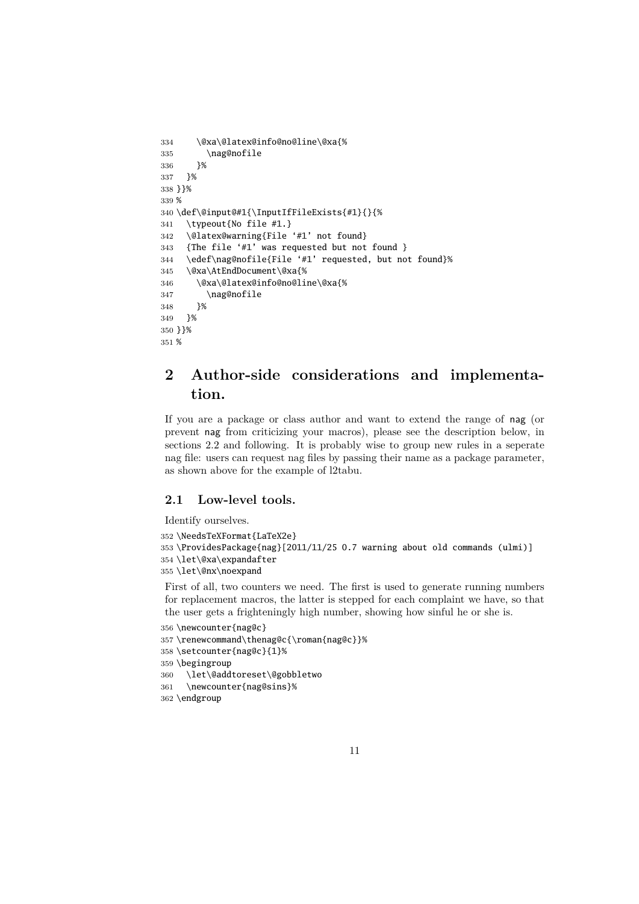```
334     \@xa\@latex@info@no@line\@xa{%
335       \nag@nofile
336     }%
337   }%
338 }}%
339 %
340 \def\@input@#1{\InputIfFileExists{#1}{}{%
341   \typeout{No file #1.}
342   \@latex@warning{File '#1' not found}
343   {The file '#1' was requested but not found }
344   \edef\nag@nofile{File '#1' requested, but not found}%
345   \@xa\AtEndDocument\@xa{%
346     \@xa\@latex@info@no@line\@xa{%
347       \nag@nofile
348     }%
349   }%
350 }}%
351 %
```

# 2 Author-side considerations and implementation.

If you are a package or class author and want to extend the range of nag (or prevent nag from criticizing your macros), please see the description below, in sections 2.2 and following. It is probably wise to group new rules in a seperate nag file: users can request nag files by passing their name as a package parameter, as shown above for the example of l2tabu.

## 2.1 Low-level tools.

Identify ourselves.

```
352 \NeedsTeXFormat{LaTeX2e}
353 \ProvidesPackage{nag}[2011/11/25 0.7 warning about old commands (ulmi)]
354 \let\@xa\expandafter
355 \let\@nx\noexpand
```

First of all, two counters we need. The first is used to generate running numbers for replacement macros, the latter is stepped for each complaint we have, so that the user gets a frighteningly high number, showing how sinful he or she is.

```
356 \newcounter{nag@c}
357 \renewcommand\thenag@c{\roman{nag@c}}%
358 \setcounter{nag@c}{1}%
359 \begingroup
360   \let\@addtoreset\@gobbletwo
361   \newcounter{nag@sins}%
362 \endgroup
```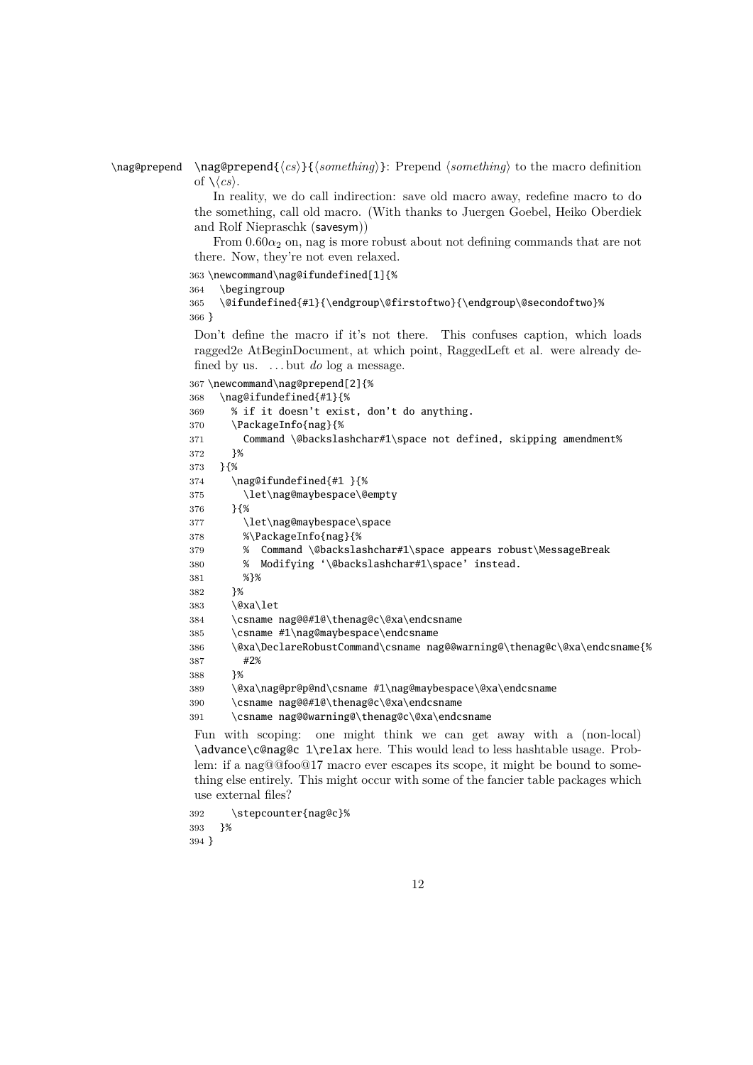\nag@prepend `\nag@prepend{⟨cs⟩}{⟨something⟩}`: Prepend ⟨*something*⟩ to the macro definition of \⟨*cs*⟩.

In reality, we do call indirection: save old macro away, redefine macro to do the something, call old macro. (With thanks to Juergen Goebel, Heiko Oberdiek and Rolf Niepraschk (savesym))

From $0.60\alpha_2$ on, nag is more robust about not defining commands that are not there. Now, they're not even relaxed.

```
363 \newcommand\nag@ifundefined[1]{%
364   \begingroup
365   \@ifundefined{#1}{\endgroup\@firstoftwo}{\endgroup\@secondoftwo}%
366 }
```

Don't define the macro if it's not there. This confuses caption, which loads ragged2e AtBeginDocument, at which point, RaggedLeft et al. were already defined by us. ... but *do* log a message.

```
367 \newcommand\nag@prepend[2]{%
368   \nag@ifundefined{#1}{%
369     % if it doesn't exist, don't do anything.
370     \PackageInfo{nag}{%
371       Command \@backslashchar#1\space not defined, skipping amendment%
372     }%
373   }{%
374     \nag@ifundefined{#1 }{%
375       \let\nag@maybespace\@empty
376     }{%
377       \let\nag@maybespace\space
378       %\PackageInfo{nag}{%
379       %  Command \@backslashchar#1\space appears robust\MessageBreak
380       %  Modifying '\@backslashchar#1\space' instead.
381       %}%
382     }%
383     \@xa\let
384     \csname nag@@#1@\thenag@c\@xa\endcsname
385     \csname #1\nag@maybespace\endcsname
386     \@xa\DeclareRobustCommand\csname nag@@warning@\thenag@c\@xa\endcsname{%
387       #2%
388     }%
389     \@xa\nag@pr@p@nd\csname #1\nag@maybespace\@xa\endcsname
390     \csname nag@@#1@\thenag@c\@xa\endcsname
391     \csname nag@@warning@\thenag@c\@xa\endcsname
```

Fun with scoping: one might think we can get away with a (non-local) `\advance\c@nag@c 1\relax` here. This would lead to less hashtable usage. Problem: if a nag@@foo@17 macro ever escapes its scope, it might be bound to something else entirely. This might occur with some of the fancier table packages which use external files?

```
392     \stepcounter{nag@c}%
393   }%
394 }
```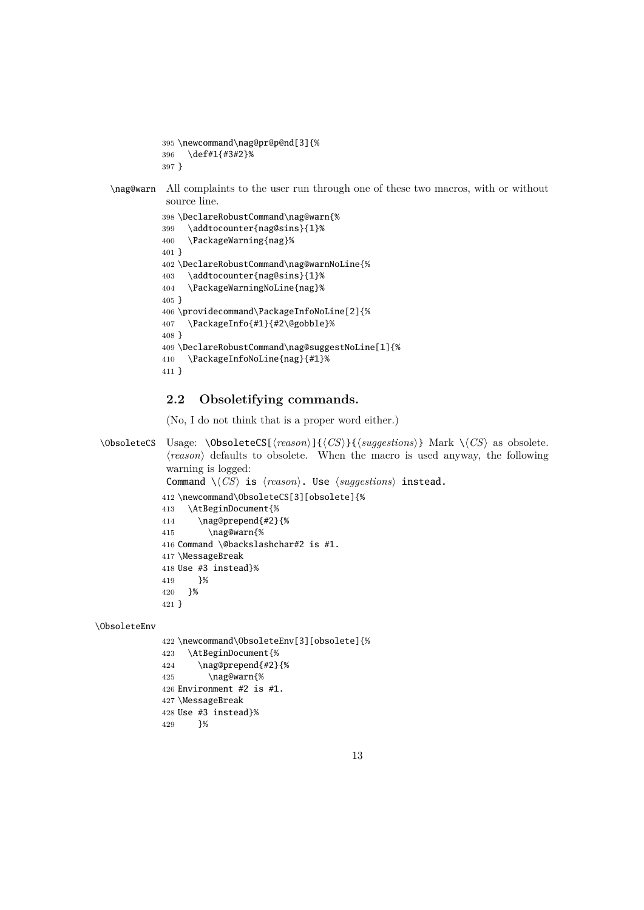```
395 \newcommand\nag@pr@p@nd[3]{%
396   \def#1{#3#2}%
397 }
```

\nag@warn All complaints to the user run through one of these two macros, with or without source line.

```
398 \DeclareRobustCommand\nag@warn{%
399   \addtocounter{nag@sins}{1}%
400   \PackageWarning{nag}%
401 }
402 \DeclareRobustCommand\nag@warnNoLine{%
403   \addtocounter{nag@sins}{1}%
404   \PackageWarningNoLine{nag}%
405 }
406 \providecommand\PackageInfoNoLine[2]{%
407   \PackageInfo{#1}{#2\@gobble}%
408 }
409 \DeclareRobustCommand\nag@suggestNoLine[1]{%
410   \PackageInfoNoLine{nag}{#1}%
411 }
```

## 2.2 Obsoletifying commands.

(No, I do not think that is a proper word either.)

\ObsoleteCS Usage: `\ObsoleteCS[`⟨*reason*⟩`]{`⟨*CS*⟩`}{`⟨*suggestions*⟩`}` Mark \⟨*CS*⟩ as obsolete. ⟨*reason*⟩ defaults to obsolete. When the macro is used anyway, the following warning is logged:
`Command \`⟨*CS*⟩` is `⟨*reason*⟩`. Use `⟨*suggestions*⟩` instead.`

```
412 \newcommand\ObsoleteCS[3][obsolete]{%
413   \AtBeginDocument{%
414     \nag@prepend{#2}{%
415       \nag@warn{%
416 Command \@backslashchar#2 is #1.
417 \MessageBreak
418 Use #3 instead}%
419     }%
420   }%
421 }
```

\ObsoleteEnv

```
422 \newcommand\ObsoleteEnv[3][obsolete]{%
423   \AtBeginDocument{%
424     \nag@prepend{#2}{%
425       \nag@warn{%
426 Environment #2 is #1.
427 \MessageBreak
428 Use #3 instead}%
429     }%
```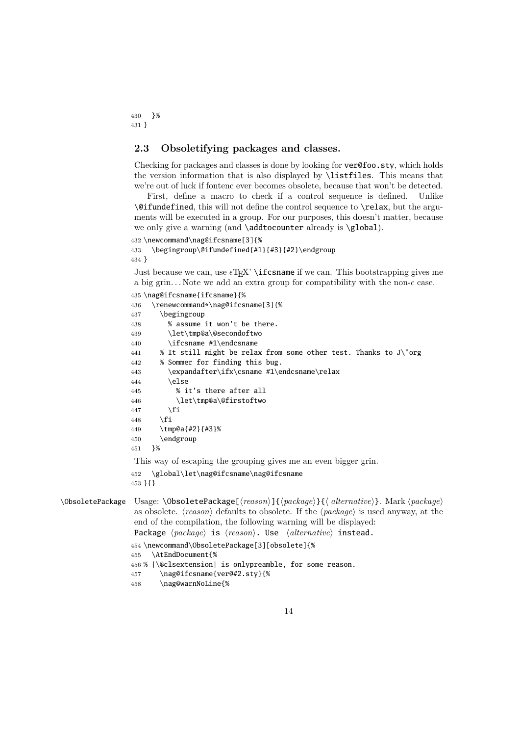```
430   }%
431 }
```

### 2.3 Obsoletifying packages and classes.

Checking for packages and classes is done by looking for `ver@foo.sty`, which holds the version information that is also displayed by `\listfiles`. This means that we're out of luck if fontenc ever becomes obsolete, because that won't be detected.

First, define a macro to check if a control sequence is defined. Unlike `\@ifundefined`, this will not define the control sequence to `\relax`, but the arguments will be executed in a group. For our purposes, this doesn't matter, because we only give a warning (and `\addtocounter` already is `\global`).

```
432 \newcommand\nag@ifcsname[3]{%
433   \begingroup\@ifundefined{#1}{#3}{#2}\endgroup
434 }
```

Just because we can, use $\epsilon$-TEX' `\ifcsname` if we can. This bootstrapping gives me a big grin... Note we add an extra group for compatibility with the non-$\epsilon$ case.

```
435 \nag@ifcsname{ifcsname}{%
436   \renewcommand*\nag@ifcsname[3]{%
437     \begingroup
438       % assume it won't be there.
439       \let\tmp@a\@secondoftwo
440       \ifcsname #1\endcsname
441     % It still might be relax from some other test. Thanks to J\"org
442     % Sommer for finding this bug.
443       \expandafter\ifx\csname #1\endcsname\relax
444       \else
445         % it's there after all
446         \let\tmp@a\@firstoftwo
447       \fi
448     \fi
449     \tmp@a{#2}{#3}%
450     \endgroup
451   }%
```

This way of escaping the grouping gives me an even bigger grin.

```
452   \global\let\nag@ifcsname\nag@ifcsname
453 }{}
```

`\ObsoletePackage` Usage: `\ObsoletePackage[`⟨*reason*⟩`]{`⟨*package*⟩`}{`⟨ *alternative*⟩`}`. Mark ⟨*package*⟩ as obsolete. ⟨*reason*⟩ defaults to obsolete. If the ⟨*package*⟩ is used anyway, at the end of the compilation, the following warning will be displayed:

`Package` ⟨*package*⟩ `is` ⟨*reason*⟩`. Use` ⟨*alternative*⟩ `instead.`

```
454 \newcommand\ObsoletePackage[3][obsolete]{%
455   \AtEndDocument{%
456 % |\@clsextension| is onlypreamble, for some reason.
457     \nag@ifcsname{ver@#2.sty}{%
458     \nag@warnNoLine{%
```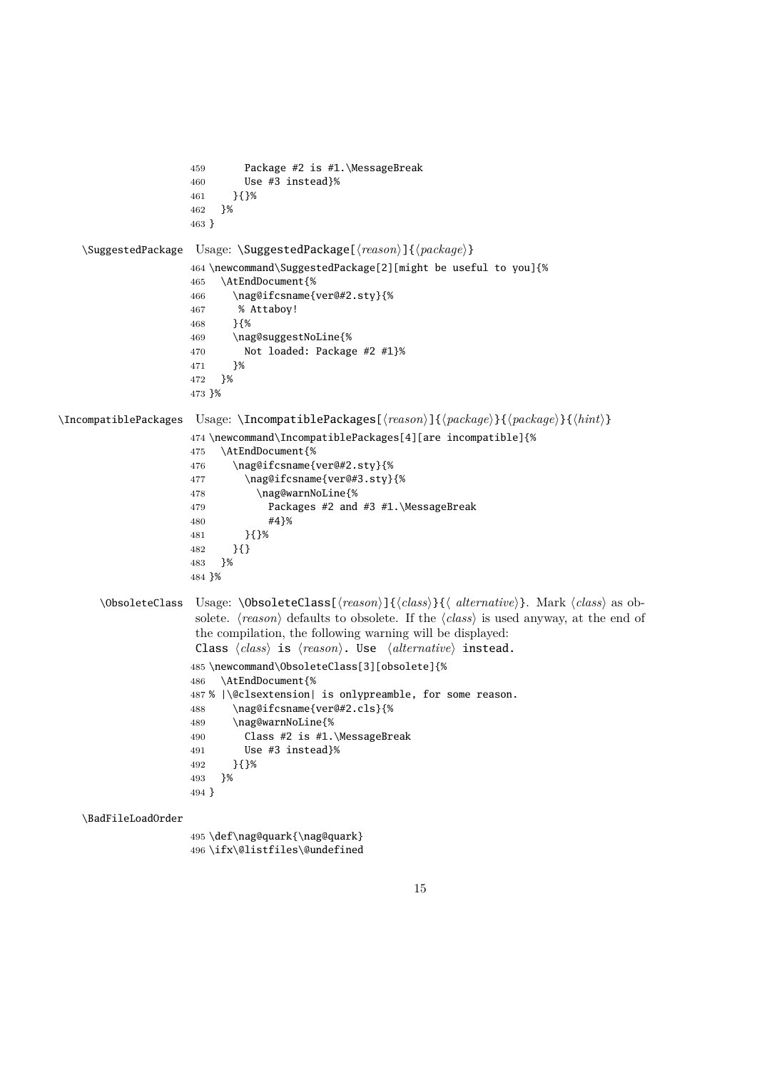```
459       Package #2 is #1.\MessageBreak
460       Use #3 instead}%
461     }{}%
462   }%
463 }
```

`\SuggestedPackage` Usage: `\SuggestedPackage[`⟨*reason*⟩`]{`⟨*package*⟩`}`

```
464 \newcommand\SuggestedPackage[2][might be useful to you]{%
465   \AtEndDocument{%
466     \nag@ifcsname{ver@#2.sty}{%
467      % Attaboy!
468     }{%
469     \nag@suggestNoLine{%
470       Not loaded: Package #2 #1}%
471     }%
472   }%
473 }%
```

`\IncompatiblePackages` Usage: `\IncompatiblePackages[`⟨*reason*⟩`]{`⟨*package*⟩`}{`⟨*package*⟩`}{`⟨*hint*⟩`}`

```
474 \newcommand\IncompatiblePackages[4][are incompatible]{%
475   \AtEndDocument{%
476     \nag@ifcsname{ver@#2.sty}{%
477       \nag@ifcsname{ver@#3.sty}{%
478         \nag@warnNoLine{%
479           Packages #2 and #3 #1.\MessageBreak
480           #4}%
481       }{}%
482     }{}
483   }%
484 }%
```

`\ObsoleteClass` Usage: `\ObsoleteClass[`⟨*reason*⟩`]{`⟨*class*⟩`}{`⟨ *alternative*⟩`}`. Mark ⟨*class*⟩ as obsolete. ⟨*reason*⟩ defaults to obsolete. If the ⟨*class*⟩ is used anyway, at the end of the compilation, the following warning will be displayed:
`Class` ⟨*class*⟩ `is` ⟨*reason*⟩`. Use` ⟨*alternative*⟩ `instead.`

```
485 \newcommand\ObsoleteClass[3][obsolete]{%
486   \AtEndDocument{%
487 % |\@clsextension| is onlypreamble, for some reason.
488     \nag@ifcsname{ver@#2.cls}{%
489     \nag@warnNoLine{%
490       Class #2 is #1.\MessageBreak
491       Use #3 instead}%
492     }{}%
493   }%
494 }
```

`\BadFileLoadOrder`

```
495 \def\nag@quark{\nag@quark}
496 \ifx\@listfiles\@undefined
```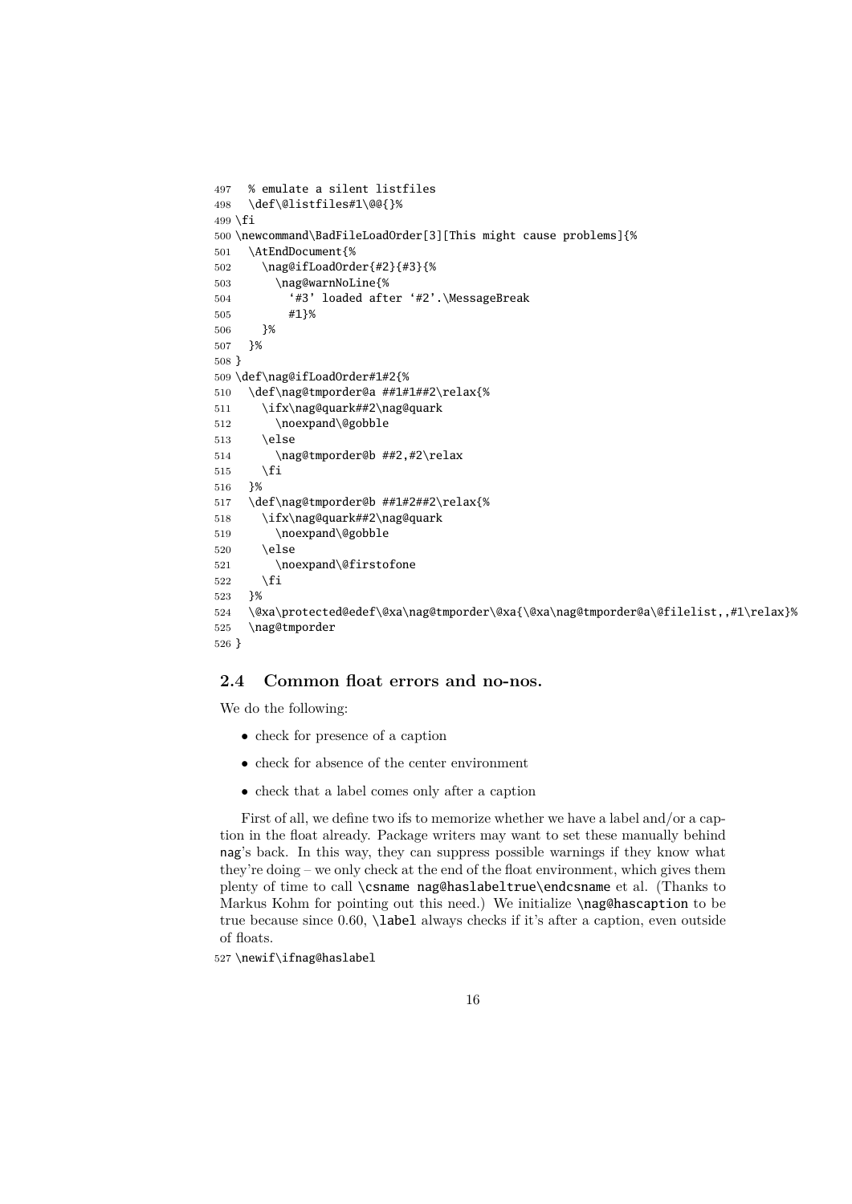```
497   % emulate a silent listfiles
498   \def\@listfiles#1\@@{}%
499 \fi
500 \newcommand\BadFileLoadOrder[3][This might cause problems]{%
501   \AtEndDocument{%
502     \nag@ifLoadOrder{#2}{#3}{%
503       \nag@warnNoLine{%
504         '#3' loaded after '#2'.\MessageBreak
505         #1}%
506     }%
507   }%
508 }
509 \def\nag@ifLoadOrder#1#2{%
510   \def\nag@tmporder@a ##1#1##2\relax{%
511     \ifx\nag@quark##2\nag@quark
512       \noexpand\@gobble
513     \else
514       \nag@tmporder@b ##2,#2\relax
515     \fi
516   }%
517   \def\nag@tmporder@b ##1#2##2\relax{%
518     \ifx\nag@quark##2\nag@quark
519       \noexpand\@gobble
520     \else
521       \noexpand\@firstofone
522     \fi
523   }%
524   \@xa\protected@edef\@xa\nag@tmporder\@xa{\@xa\nag@tmporder@a\@filelist,,#1\relax}%
525   \nag@tmporder
526 }
```

## 2.4 Common float errors and no-nos.

We do the following:

- check for presence of a caption
- check for absence of the center environment
- check that a label comes only after a caption

First of all, we define two ifs to memorize whether we have a label and/or a caption in the float already. Package writers may want to set these manually behind nag's back. In this way, they can suppress possible warnings if they know what they're doing – we only check at the end of the float environment, which gives them plenty of time to call `\csname nag@haslabeltrue\endcsname` et al. (Thanks to Markus Kohm for pointing out this need.) We initialize `\nag@hascaption` to be true because since 0.60, `\label` always checks if it's after a caption, even outside of floats.

```
527 \newif\ifnag@haslabel
```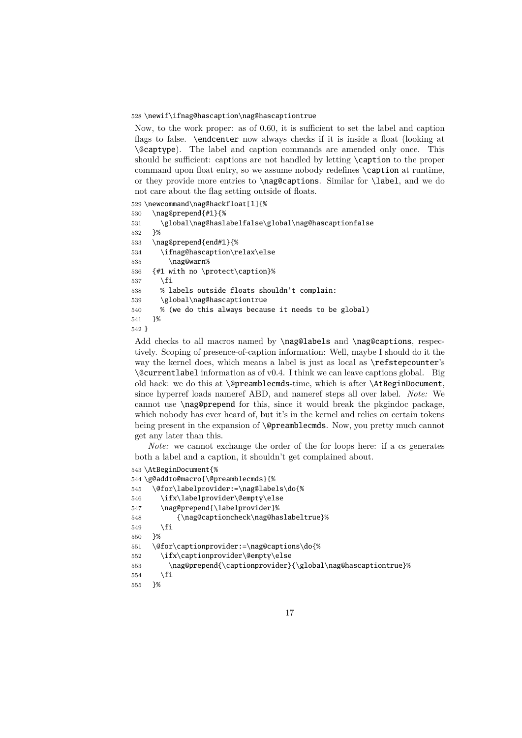```
528 \newif\ifnag@hascaption\nag@hascaptiontrue
```

Now, to the work proper: as of 0.60, it is sufficient to set the label and caption flags to false. `\endcenter` now always checks if it is inside a float (looking at `\@captype`). The label and caption commands are amended only once. This should be sufficient: captions are not handled by letting `\caption` to the proper command upon float entry, so we assume nobody redefines `\caption` at runtime, or they provide more entries to `\nag@captions`. Similar for `\label`, and we do not care about the flag setting outside of floats.

```
529 \newcommand\nag@hackfloat[1]{%
530   \nag@prepend{#1}{%
531     \global\nag@haslabelfalse\global\nag@hascaptionfalse
532   }%
533   \nag@prepend{end#1}{%
534     \ifnag@hascaption\relax\else
535       \nag@warn%
536   {#1 with no \protect\caption}%
537     \fi
538     % labels outside floats shouldn't complain:
539     \global\nag@hascaptiontrue
540     % (we do this always because it needs to be global)
541   }%
542 }
```

Add checks to all macros named by `\nag@labels` and `\nag@captions`, respectively. Scoping of presence-of-caption information: Well, maybe I should do it the way the kernel does, which means a label is just as local as `\refstepcounter`'s `\@currentlabel` information as of v0.4. I think we can leave captions global. Big old hack: we do this at `\@preamblecmds`-time, which is after `\AtBeginDocument`, since hyperref loads nameref ABD, and nameref steps all over label. *Note:* We cannot use `\nag@prepend` for this, since it would break the pkgindoc package, which nobody has ever heard of, but it's in the kernel and relies on certain tokens being present in the expansion of `\@preamblecmds`. Now, you pretty much cannot get any later than this.

*Note:* we cannot exchange the order of the for loops here: if a cs generates both a label and a caption, it shouldn't get complained about.

```
543 \AtBeginDocument{%
544 \g@addto@macro{\@preamblecmds}{%
545   \@for\labelprovider:=\nag@labels\do{%
546     \ifx\labelprovider\@empty\else
547     \nag@prepend{\labelprovider}%
548         {\nag@captioncheck\nag@haslabeltrue}%
549     \fi
550   }%
551   \@for\captionprovider:=\nag@captions\do{%
552     \ifx\captionprovider\@empty\else
553       \nag@prepend{\captionprovider}{\global\nag@hascaptiontrue}%
554     \fi
555   }%
```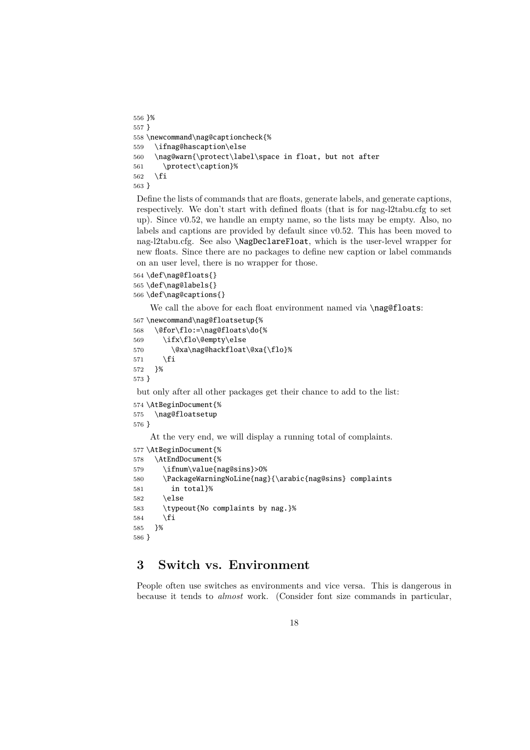```
556 }%
557 }
558 \newcommand\nag@captioncheck{%
559   \ifnag@hascaption\else
560   \nag@warn{\protect\label\space in float, but not after
561     \protect\caption}%
562   \fi
563 }
```

Define the lists of commands that are floats, generate labels, and generate captions, respectively. We don't start with defined floats (that is for nag-l2tabu.cfg to set up). Since v0.52, we handle an empty name, so the lists may be empty. Also, no labels and captions are provided by default since v0.52. This has been moved to nag-l2tabu.cfg. See also `\NagDeclareFloat`, which is the user-level wrapper for new floats. Since there are no packages to define new caption or label commands on an user level, there is no wrapper for those.

```
564 \def\nag@floats{}
565 \def\nag@labels{}
566 \def\nag@captions{}
```

We call the above for each float environment named via `\nag@floats`:

```
567 \newcommand\nag@floatsetup{%
568   \@for\flo:=\nag@floats\do{%
569     \ifx\flo\@empty\else
570       \@xa\nag@hackfloat\@xa{\flo}%
571     \fi
572   }%
573 }
```

but only after all other packages get their chance to add to the list:

```
574 \AtBeginDocument{%
575   \nag@floatsetup
576 }
```

At the very end, we will display a running total of complaints.

```
577 \AtBeginDocument{%
578   \AtEndDocument{%
579     \ifnum\value{nag@sins}>0%
580     \PackageWarningNoLine{nag}{\arabic{nag@sins} complaints
581       in total}%
582     \else
583     \typeout{No complaints by nag.}%
584     \fi
585   }%
586 }
```

## 3 Switch vs. Environment

People often use switches as environments and vice versa. This is dangerous in because it tends to *almost* work. (Consider font size commands in particular,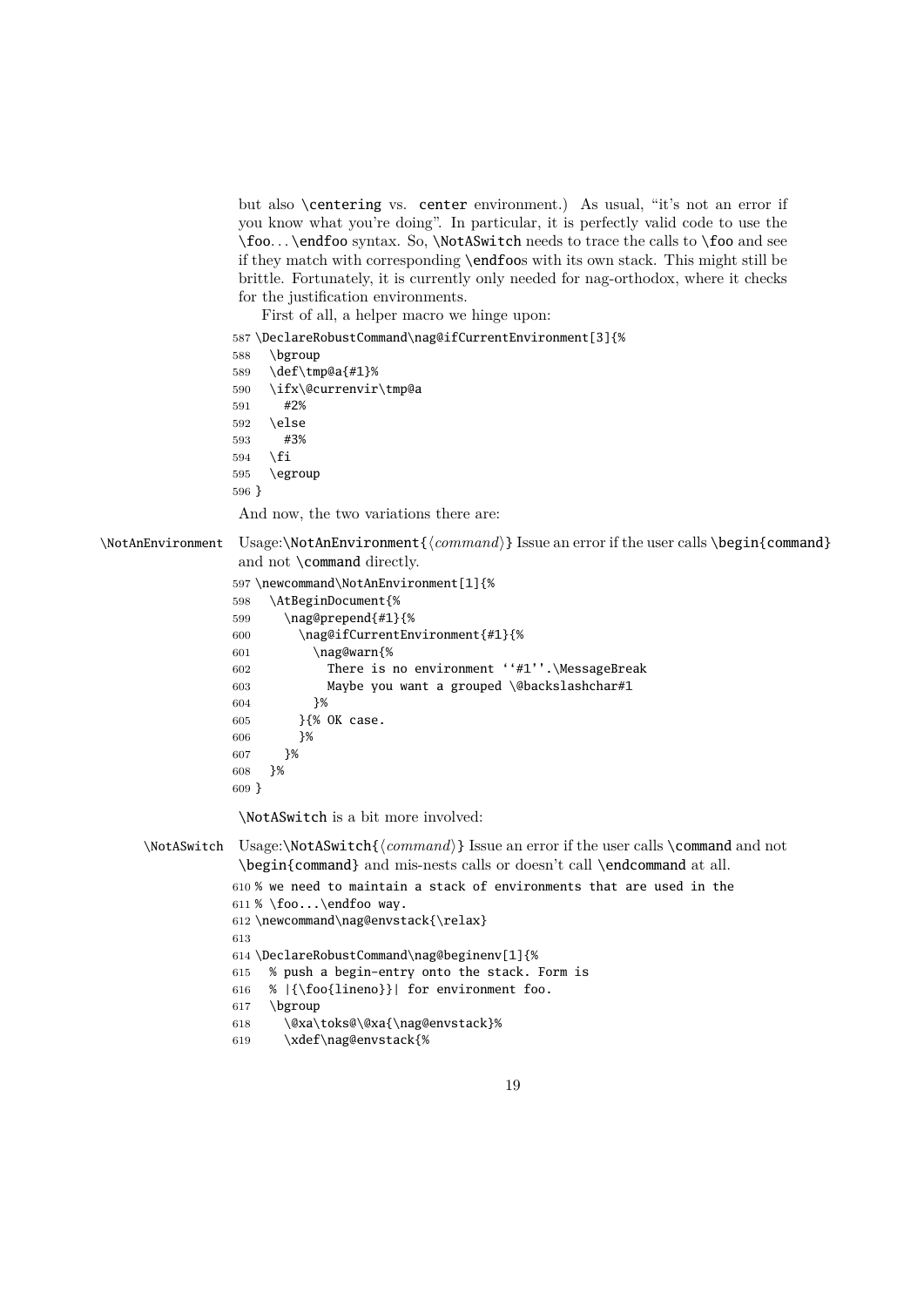but also \centering vs. center environment.) As usual, "it's not an error if you know what you're doing". In particular, it is perfectly valid code to use the \foo. . . \endfoo syntax. So, \NotASwitch needs to trace the calls to \foo and see if they match with corresponding \endfoos with its own stack. This might still be brittle. Fortunately, it is currently only needed for nag-orthodox, where it checks for the justification environments.

First of all, a helper macro we hinge upon:

```
587 \DeclareRobustCommand\nag@ifCurrentEnvironment[3]{%
588   \bgroup
589   \def\tmp@a{#1}%
590   \ifx\@currenvir\tmp@a
591     #2%
592   \else
593     #3%
594   \fi
595   \egroup
596 }
```

And now, the two variations there are:

\NotAnEnvironment Usage:\NotAnEnvironment{⟨*command*⟩} Issue an error if the user calls \begin{command} and not \command directly.

```
597 \newcommand\NotAnEnvironment[1]{%
598   \AtBeginDocument{%
599     \nag@prepend{#1}{%
600       \nag@ifCurrentEnvironment{#1}{%
601         \nag@warn{%
602           There is no environment ‘‘#1’’.\MessageBreak
603           Maybe you want a grouped \@backslashchar#1
604         }%
605       }{% OK case.
606       }%
607     }%
608   }%
609 }
```

\NotASwitch is a bit more involved:

\NotASwitch Usage:\NotASwitch{⟨*command*⟩} Issue an error if the user calls \command and not \begin{command} and mis-nests calls or doesn't call \endcommand at all.

```
610 % we need to maintain a stack of environments that are used in the
611 % \foo...\endfoo way.
612 \newcommand\nag@envstack{\relax}
613
614 \DeclareRobustCommand\nag@beginenv[1]{%
615   % push a begin-entry onto the stack. Form is
616   % |{\foo{lineno}}| for environment foo.
617   \bgroup
618     \@xa\toks@\@xa{\nag@envstack}%
619     \xdef\nag@envstack{%
```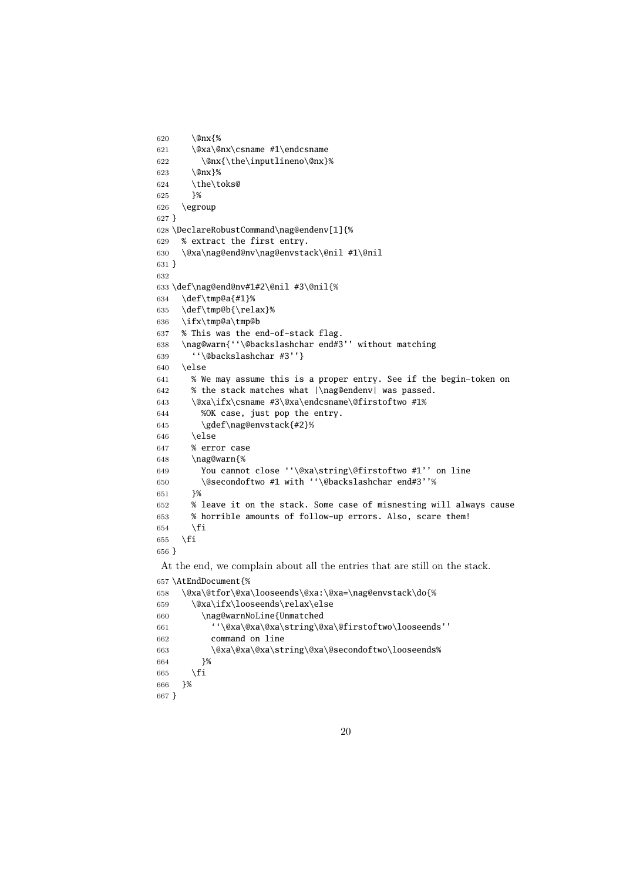```
620     \@nx{%
621     \@xa\@nx\csname #1\endcsname
622       \@nx{\the\inputlineno\@nx}%
623     \@nx}%
624     \the\toks@
625     }%
626   \egroup
627 }
628 \DeclareRobustCommand\nag@endenv[1]{%
629   % extract the first entry.
630   \@xa\nag@end@nv\nag@envstack\@nil #1\@nil
631 }
632
633 \def\nag@end@nv#1#2\@nil #3\@nil{%
634   \def\tmp@a{#1}%
635   \def\tmp@b{\relax}%
636   \ifx\tmp@a\tmp@b
637   % This was the end-of-stack flag.
638   \nag@warn{‘‘\@backslashchar end#3’’ without matching
639     ‘‘\@backslashchar #3’’}
640   \else
641     % We may assume this is a proper entry. See if the begin-token on
642     % the stack matches what |\nag@endenv| was passed.
643     \@xa\ifx\csname #3\@xa\endcsname\@firstoftwo #1%
644       %OK case, just pop the entry.
645       \gdef\nag@envstack{#2}%
646     \else
647     % error case
648     \nag@warn{%
649       You cannot close ‘‘\@xa\string\@firstoftwo #1’’ on line
650       \@secondoftwo #1 with ‘‘\@backslashchar end#3’’%
651     }%
652     % leave it on the stack. Some case of misnesting will always cause
653     % horrible amounts of follow-up errors. Also, scare them!
654     \fi
655   \fi
656 }
```

At the end, we complain about all the entries that are still on the stack.

```
657 \AtEndDocument{%
658   \@xa\@tfor\@xa\looseends\@xa:\@xa=\nag@envstack\do{%
659     \@xa\ifx\looseends\relax\else
660       \nag@warnNoLine{Unmatched
661         ‘‘\@xa\@xa\@xa\string\@xa\@firstoftwo\looseends’’
662         command on line
663         \@xa\@xa\@xa\string\@xa\@secondoftwo\looseends%
664       }%
665     \fi
666   }%
667 }
```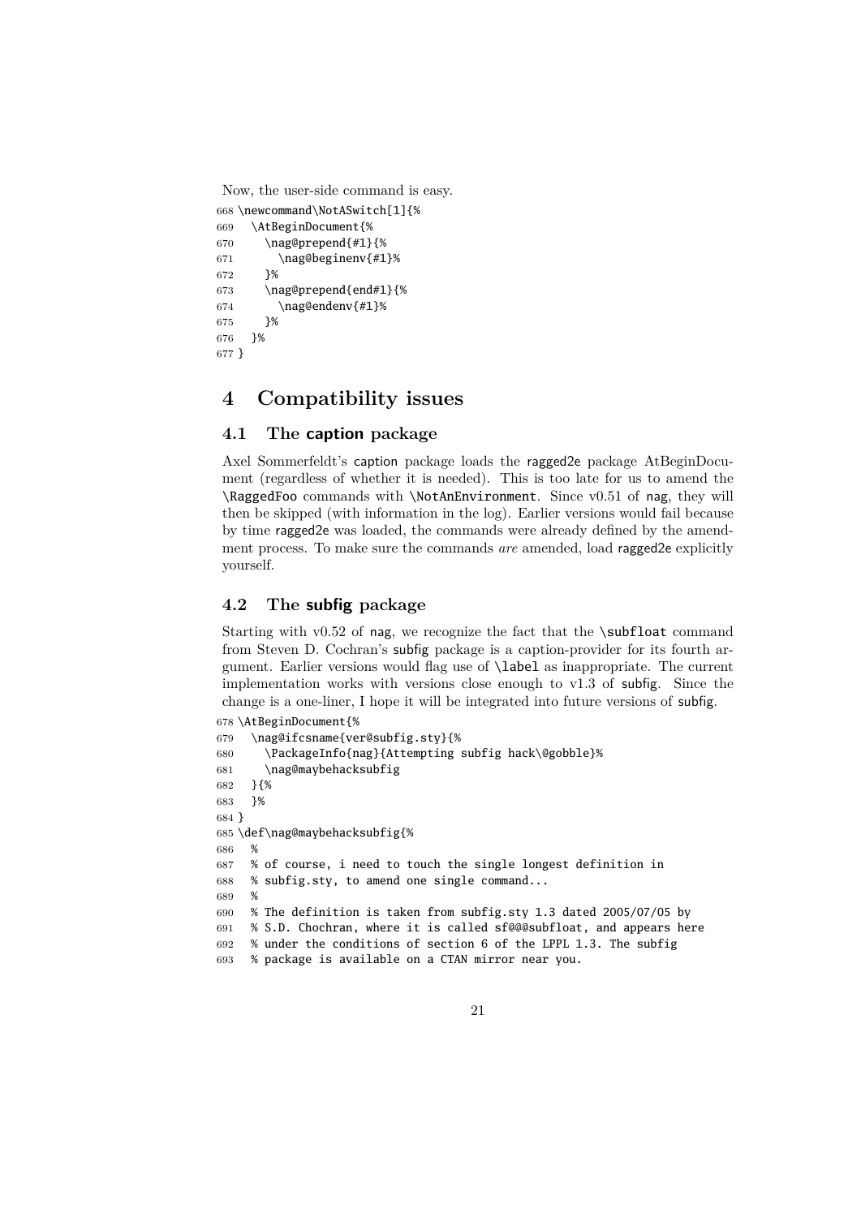Now, the user-side command is easy.

```
668 \newcommand\NotASwitch[1]{%
669   \AtBeginDocument{%
670     \nag@prepend{#1}{%
671       \nag@beginenv{#1}%
672     }%
673     \nag@prepend{end#1}{%
674       \nag@endenv{#1}%
675     }%
676   }%
677 }
```

# 4 Compatibility issues

## 4.1 The caption package

Axel Sommerfeldt's caption package loads the ragged2e package AtBeginDocument (regardless of whether it is needed). This is too late for us to amend the `\RaggedFoo` commands with `\NotAnEnvironment`. Since v0.51 of nag, they will then be skipped (with information in the log). Earlier versions would fail because by time ragged2e was loaded, the commands were already defined by the amendment process. To make sure the commands *are* amended, load ragged2e explicitly yourself.

## 4.2 The subfig package

Starting with v0.52 of nag, we recognize the fact that the `\subfloat` command from Steven D. Cochran's subfig package is a caption-provider for its fourth argument. Earlier versions would flag use of `\label` as inappropriate. The current implementation works with versions close enough to v1.3 of subfig. Since the change is a one-liner, I hope it will be integrated into future versions of subfig.

```
678 \AtBeginDocument{%
679   \nag@ifcsname{ver@subfig.sty}{%
680     \PackageInfo{nag}{Attempting subfig hack\@gobble}%
681     \nag@maybehacksubfig
682   }{%
683   }%
684 }
685 \def\nag@maybehacksubfig{%
686   %
687   % of course, i need to touch the single longest definition in
688   % subfig.sty, to amend one single command...
689   %
690   % The definition is taken from subfig.sty 1.3 dated 2005/07/05 by
691   % S.D. Chochran, where it is called sf@@@subfloat, and appears here
692   % under the conditions of section 6 of the LPPL 1.3. The subfig
693   % package is available on a CTAN mirror near you.
```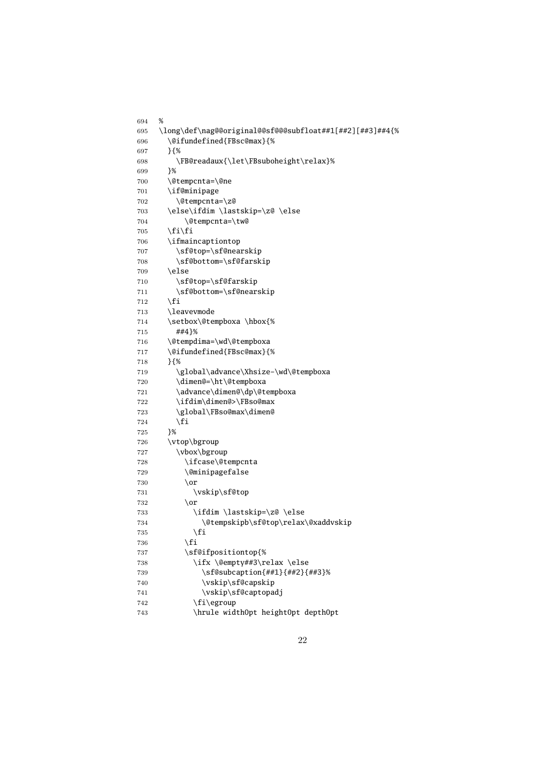```
694 %
695 \long\def\nag@@original@@sf@@@subfloat##1[##2][##3]##4{%
696   \@ifundefined{FBsc@max}{%
697   }{%
698     \FB@readaux{\let\FBsuboheight\relax}%
699   }%
700   \@tempcnta=\@ne
701   \if@minipage
702     \@tempcnta=\z@
703   \else\ifdim \lastskip=\z@ \else
704       \@tempcnta=\tw@
705   \fi\fi
706   \ifmaincaptiontop
707     \sf@top=\sf@nearskip
708     \sf@bottom=\sf@farskip
709   \else
710     \sf@top=\sf@farskip
711     \sf@bottom=\sf@nearskip
712   \fi
713   \leavevmode
714   \setbox\@tempboxa \hbox{%
715     ##4}%
716   \@tempdima=\wd\@tempboxa
717   \@ifundefined{FBsc@max}{%
718   }{%
719     \global\advance\Xhsize-\wd\@tempboxa
720     \dimen@=\ht\@tempboxa
721     \advance\dimen@\dp\@tempboxa
722     \ifdim\dimen@>\FBso@max
723     \global\FBso@max\dimen@
724     \fi
725   }%
726   \vtop\bgroup
727     \vbox\bgroup
728       \ifcase\@tempcnta
729       \@minipagefalse
730       \or
731         \vskip\sf@top
732       \or
733         \ifdim \lastskip=\z@ \else
734           \@tempskipb\sf@top\relax\@xaddvskip
735         \fi
736       \fi
737       \sf@ifpositiontop{%
738         \ifx \@empty##3\relax \else
739           \sf@subcaption{##1}{##2}{##3}%
740           \vskip\sf@capskip
741           \vskip\sf@captopadj
742         \fi\egroup
743         \hrule width0pt height0pt depth0pt
```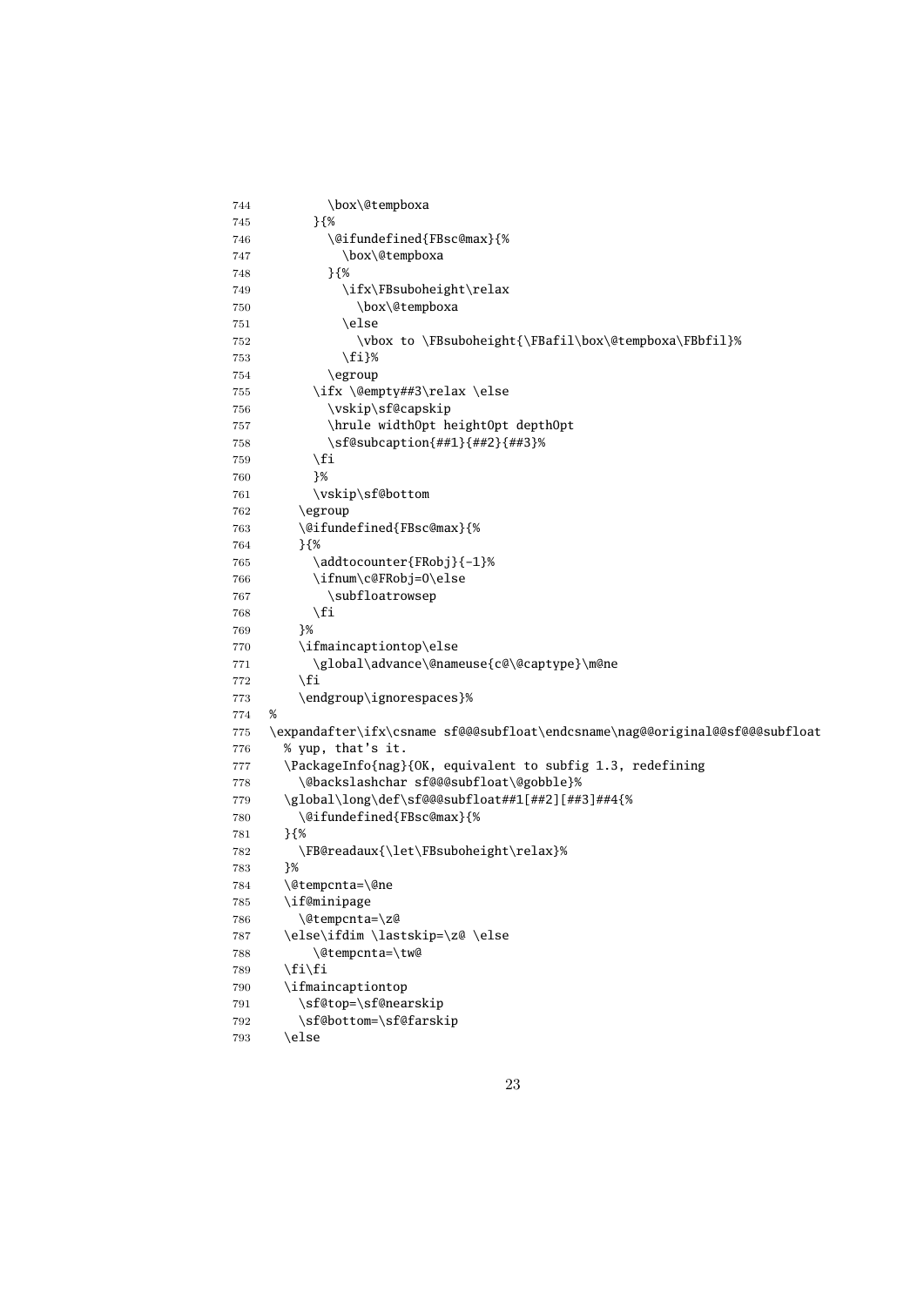```
744         \box\@tempboxa
745       }{%
746         \@ifundefined{FBsc@max}{%
747           \box\@tempboxa
748         }{%
749           \ifx\FBsuboheight\relax
750             \box\@tempboxa
751           \else
752             \vbox to \FBsuboheight{\FBafil\box\@tempboxa\FBbfil}%
753           \fi}%
754         \egroup
755       \ifx \@empty##3\relax \else
756         \vskip\sf@capskip
757         \hrule width0pt height0pt depth0pt
758         \sf@subcaption{##1}{##2}{##3}%
759       \fi
760       }%
761       \vskip\sf@bottom
762     \egroup
763     \@ifundefined{FBsc@max}{%
764     }{%
765       \addtocounter{FRobj}{-1}%
766       \ifnum\c@FRobj=0\else
767         \subfloatrowsep
768       \fi
769     }%
770     \ifmaincaptiontop\else
771       \global\advance\@nameuse{c@\@captype}\m@ne
772     \fi
773     \endgroup\ignorespaces}%
774 %
775 \expandafter\ifx\csname sf@@@subfloat\endcsname\nag@@original@@sf@@@subfloat
776   % yup, that's it.
777   \PackageInfo{nag}{OK, equivalent to subfig 1.3, redefining
778     \@backslashchar sf@@@subfloat\@gobble}%
779   \global\long\def\sf@@@subfloat##1[##2][##3]##4{%
780     \@ifundefined{FBsc@max}{%
781   }{%
782     \FB@readaux{\let\FBsuboheight\relax}%
783   }%
784   \@tempcnta=\@ne
785   \if@minipage
786     \@tempcnta=\z@
787   \else\ifdim \lastskip=\z@ \else
788       \@tempcnta=\tw@
789   \fi\fi
790   \ifmaincaptiontop
791     \sf@top=\sf@nearskip
792     \sf@bottom=\sf@farskip
793   \else
```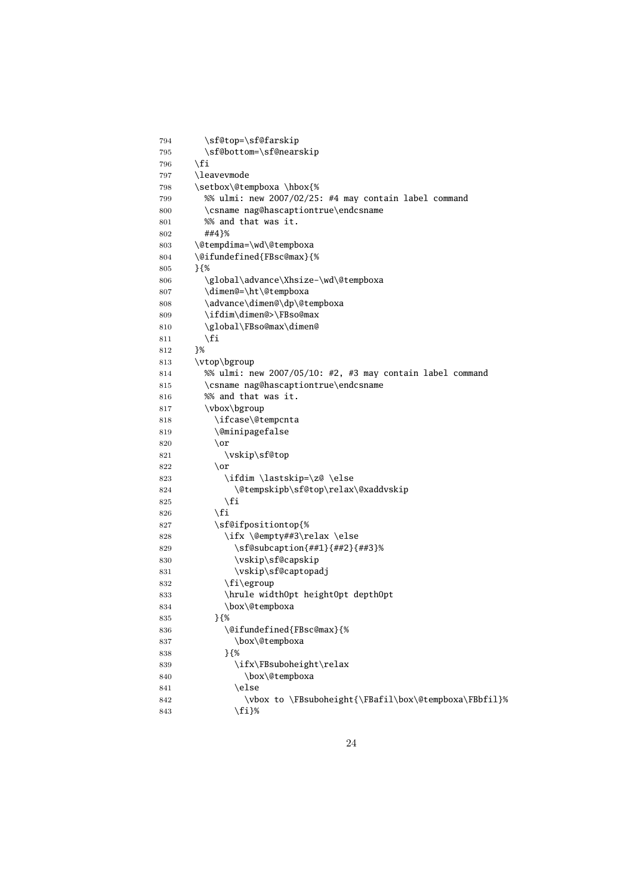```
794     \sf@top=\sf@farskip
795     \sf@bottom=\sf@nearskip
796   \fi
797   \leavevmode
798   \setbox\@tempboxa \hbox{%
799     %% ulmi: new 2007/02/25: #4 may contain label command
800     \csname nag@hascaptiontrue\endcsname
801     %% and that was it.
802     ##4}%
803   \@tempdima=\wd\@tempboxa
804   \@ifundefined{FBsc@max}{%
805   }{%
806     \global\advance\Xhsize-\wd\@tempboxa
807     \dimen@=\ht\@tempboxa
808     \advance\dimen@\dp\@tempboxa
809     \ifdim\dimen@>\FBso@max
810     \global\FBso@max\dimen@
811     \fi
812   }%
813   \vtop\bgroup
814     %% ulmi: new 2007/05/10: #2, #3 may contain label command
815     \csname nag@hascaptiontrue\endcsname
816     %% and that was it.
817     \vbox\bgroup
818       \ifcase\@tempcnta
819       \@minipagefalse
820       \or
821         \vskip\sf@top
822       \or
823         \ifdim \lastskip=\z@ \else
824           \@tempskipb\sf@top\relax\@xaddvskip
825         \fi
826       \fi
827       \sf@ifpositiontop{%
828         \ifx \@empty##3\relax \else
829           \sf@subcaption{##1}{##2}{##3}%
830           \vskip\sf@capskip
831           \vskip\sf@captopadj
832         \fi\egroup
833         \hrule width0pt height0pt depth0pt
834         \box\@tempboxa
835       }{%
836         \@ifundefined{FBsc@max}{%
837           \box\@tempboxa
838         }{%
839           \ifx\FBsuboheight\relax
840             \box\@tempboxa
841           \else
842             \vbox to \FBsuboheight{\FBafil\box\@tempboxa\FBbfil}%
843           \fi}%
```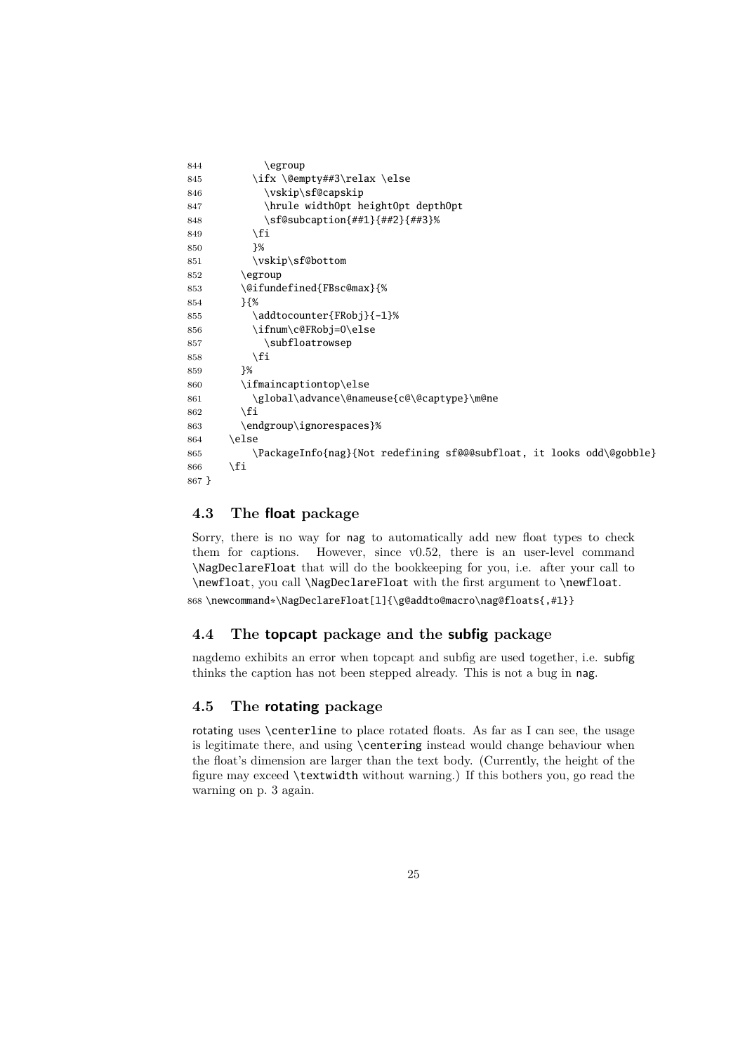```
844         \egroup
845       \ifx \@empty##3\relax \else
846         \vskip\sf@capskip
847         \hrule width0pt height0pt depth0pt
848         \sf@subcaption{##1}{##2}{##3}%
849       \fi
850       }%
851       \vskip\sf@bottom
852     \egroup
853     \@ifundefined{FBsc@max}{%
854     }{%
855       \addtocounter{FRobj}{-1}%
856       \ifnum\c@FRobj=0\else
857         \subfloatrowsep
858       \fi
859     }%
860     \ifmaincaptiontop\else
861       \global\advance\@nameuse{c@\@captype}\m@ne
862     \fi
863     \endgroup\ignorespaces}%
864   \else
865       \PackageInfo{nag}{Not redefining sf@@@subfloat, it looks odd\@gobble}
866   \fi
867 }
```

### 4.3 The **float** package

Sorry, there is no way for nag to automatically add new float types to check them for captions. However, since v0.52, there is an user-level command `\NagDeclareFloat` that will do the bookkeeping for you, i.e. after your call to `\newfloat`, you call `\NagDeclareFloat` with the first argument to `\newfloat`.

```
868 \newcommand*\NagDeclareFloat[1]{\g@addto@macro\nag@floats{,#1}}
```

### 4.4 The **topcapt** package and the **subfig** package

nagdemo exhibits an error when topcapt and subfig are used together, i.e. subfig thinks the caption has not been stepped already. This is not a bug in nag.

### 4.5 The **rotating** package

rotating uses `\centerline` to place rotated floats. As far as I can see, the usage is legitimate there, and using `\centering` instead would change behaviour when the float's dimension are larger than the text body. (Currently, the height of the figure may exceed `\textwidth` without warning.) If this bothers you, go read the warning on p. 3 again.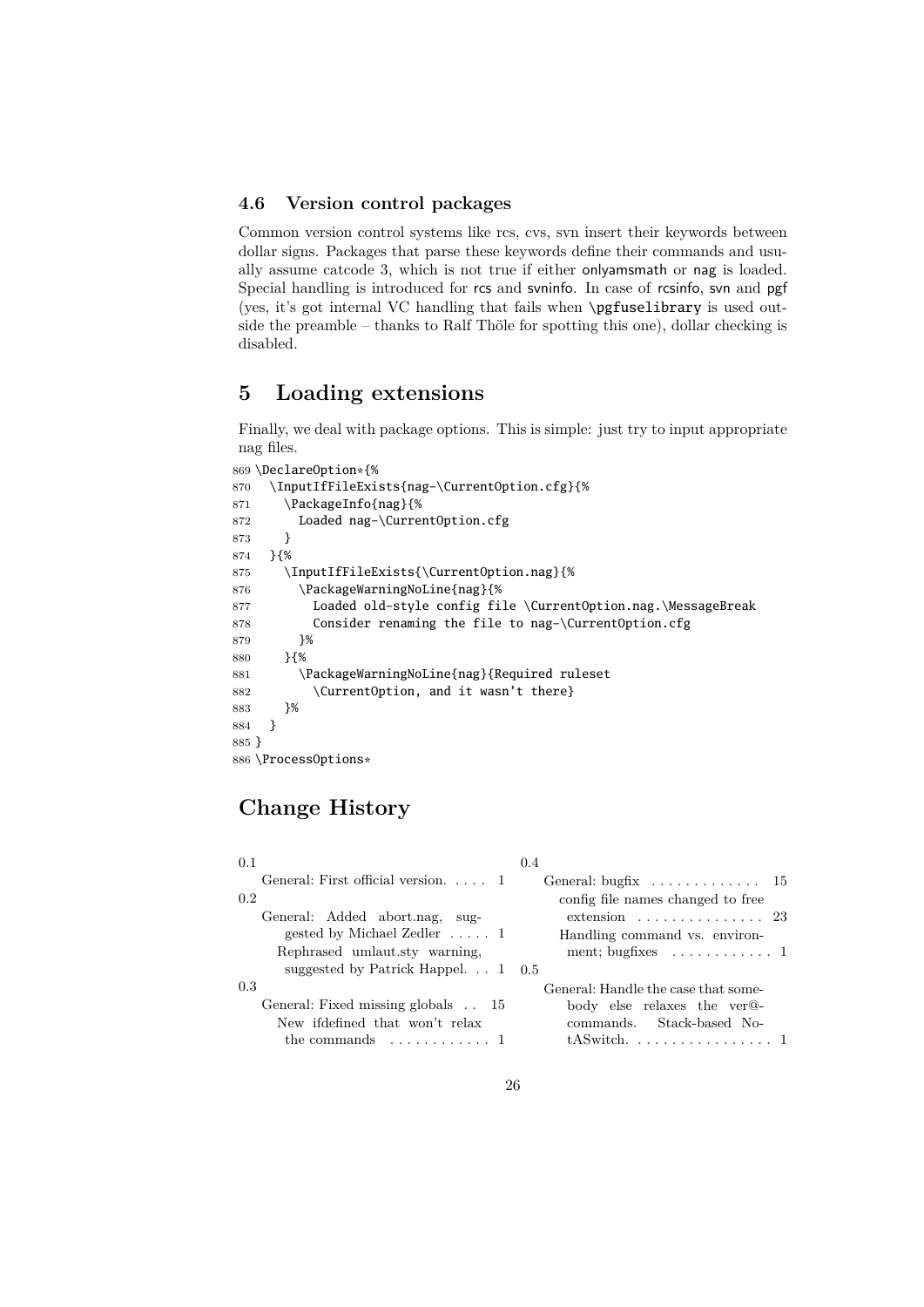### 4.6 Version control packages

Common version control systems like rcs, cvs, svn insert their keywords between dollar signs. Packages that parse these keywords define their commands and usually assume catcode 3, which is not true if either onlyamsmath or nag is loaded. Special handling is introduced for rcs and svninfo. In case of rcsinfo, svn and pgf (yes, it's got internal VC handling that fails when `\pgfuselibrary` is used outside the preamble – thanks to Ralf Thöle for spotting this one), dollar checking is disabled.

## 5 Loading extensions

Finally, we deal with package options. This is simple: just try to input appropriate nag files.

```
869 \DeclareOption*{%
870   \InputIfFileExists{nag-\CurrentOption.cfg}{%
871     \PackageInfo{nag}{%
872       Loaded nag-\CurrentOption.cfg
873     }
874   }{%
875     \InputIfFileExists{\CurrentOption.nag}{%
876       \PackageWarningNoLine{nag}{%
877         Loaded old-style config file \CurrentOption.nag.\MessageBreak
878         Consider renaming the file to nag-\CurrentOption.cfg
879       }%
880     }{%
881       \PackageWarningNoLine{nag}{Required ruleset
882         \CurrentOption, and it wasn't there}
883     }%
884   }
885 }
886 \ProcessOptions*
```

## Change History

0.1
- General: First official version. . . . . 1

0.2
- General: Added abort.nag, suggested by Michael Zedler . . . . . 1
- Rephrased umlaut.sty warning, suggested by Patrick Happel. . . 1

0.3
- General: Fixed missing globals . . 15
- New ifdefined that won't relax the commands . . . . . . . . . . . . 1

0.4
- General: bugfix . . . . . . . . . . . . . 15
- config file names changed to free extension . . . . . . . . . . . . . . . 23
- Handling command vs. environment; bugfixes . . . . . . . . . . . . 1

0.5
- General: Handle the case that somebody else relaxes the ver@-commands. Stack-based NotASwitch. . . . . . . . . . . . . . . . . 1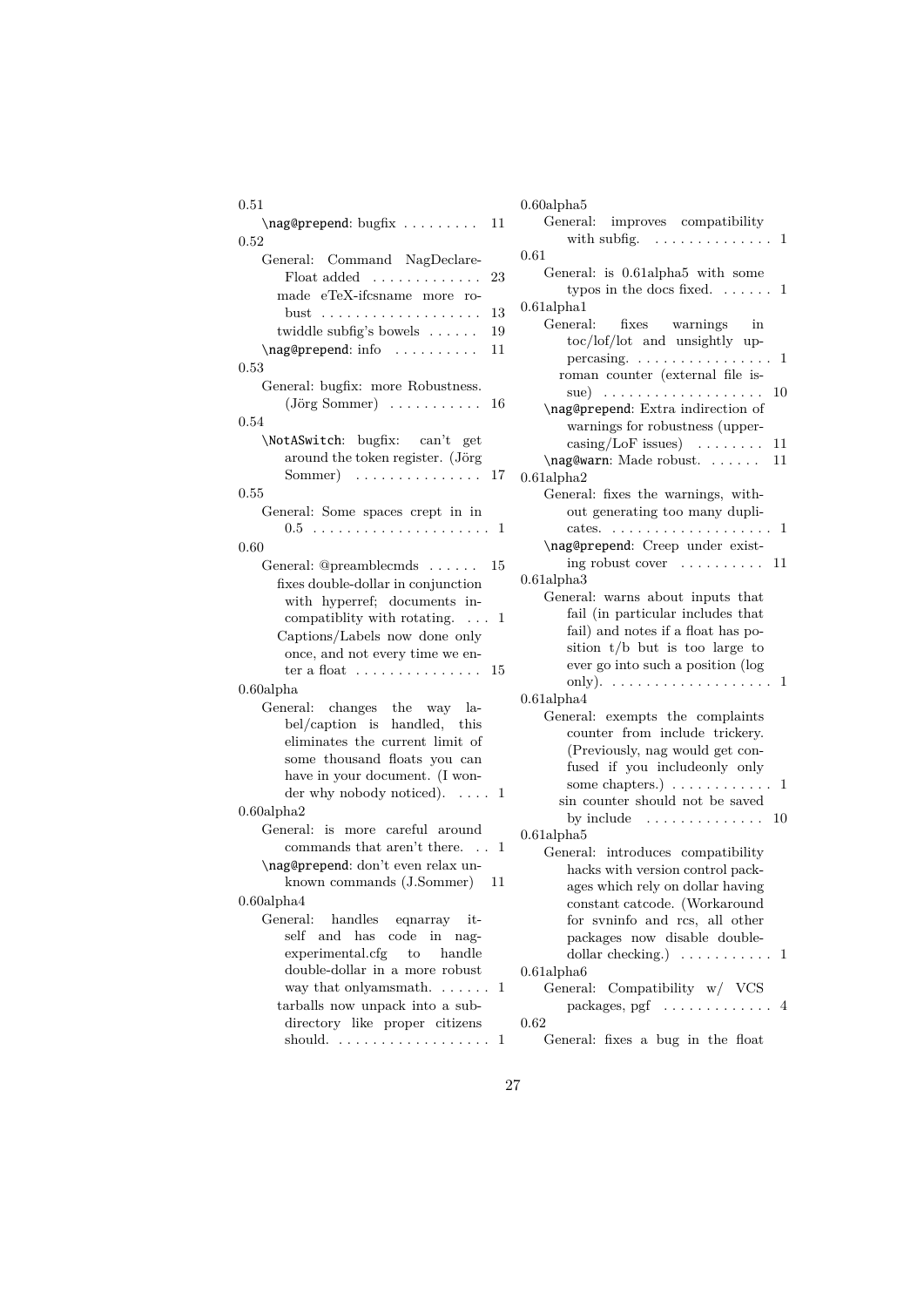0.51

\nag@prepend: bugfix . . . . . . . . . 11

0.52

General: Command NagDeclareFloat added . . . . . . . . . . . . . 23

made eTeX-ifcsname more robust . . . . . . . . . . . . . . . . . . . 13

twiddle subfig's bowels . . . . . . 19

\nag@prepend: info . . . . . . . . . . 11

0.53

General: bugfix: more Robustness. (Jörg Sommer) . . . . . . . . . . . 16

0.54

\NotASwitch: bugfix: can't get around the token register. (Jörg Sommer) . . . . . . . . . . . . . . . 17

0.55

General: Some spaces crept in in 0.5 . . . . . . . . . . . . . . . . . . . . . 1

0.60

General: @preamblecmds . . . . . . 15

fixes double-dollar in conjunction with hyperref; documents incompatiblity with rotating. . . . 1

Captions/Labels now done only once, and not every time we enter a float . . . . . . . . . . . . . . . 15

0.60alpha

General: changes the way label/caption is handled, this eliminates the current limit of some thousand floats you can have in your document. (I wonder why nobody noticed). . . . . 1

0.60alpha2

General: is more careful around commands that aren't there. . . 1

\nag@prepend: don't even relax unknown commands (J.Sommer) 11

0.60alpha4

General: handles eqnarray itself and has code in nag-experimental.cfg to handle double-dollar in a more robust way that onlyamsmath. . . . . . . 1

tarballs now unpack into a subdirectory like proper citizens should. . . . . . . . . . . . . . . . . . . 1

0.60alpha5

General: improves compatibility with subfig. . . . . . . . . . . . . . . 1

0.61

General: is 0.61alpha5 with some typos in the docs fixed. . . . . . . 1

0.61alpha1

General: fixes warnings in toc/lof/lot and unsightly uppercasing. . . . . . . . . . . . . . . . . 1

roman counter (external file issue) . . . . . . . . . . . . . . . . . . . 10

\nag@prepend: Extra indirection of warnings for robustness (uppercasing/LoF issues) . . . . . . . . 11

\nag@warn: Made robust. . . . . . . 11

0.61alpha2

General: fixes the warnings, without generating too many duplicates. . . . . . . . . . . . . . . . . . . . 1

\nag@prepend: Creep under existing robust cover . . . . . . . . . . 11

0.61alpha3

General: warns about inputs that fail (in particular includes that fail) and notes if a float has position t/b but is too large to ever go into such a position (log only). . . . . . . . . . . . . . . . . . . . 1

0.61alpha4

General: exempts the complaints counter from include trickery. (Previously, nag would get confused if you includeonly only some chapters.) . . . . . . . . . . . . 1

sin counter should not be saved by include . . . . . . . . . . . . . . 10

0.61alpha5

General: introduces compatibility hacks with version control packages which rely on dollar having constant catcode. (Workaround for svninfo and rcs, all other packages now disable double-dollar checking.) . . . . . . . . . . . 1

0.61alpha6

General: Compatibility w/ VCS packages, pgf . . . . . . . . . . . . . 4

0.62

General: fixes a bug in the float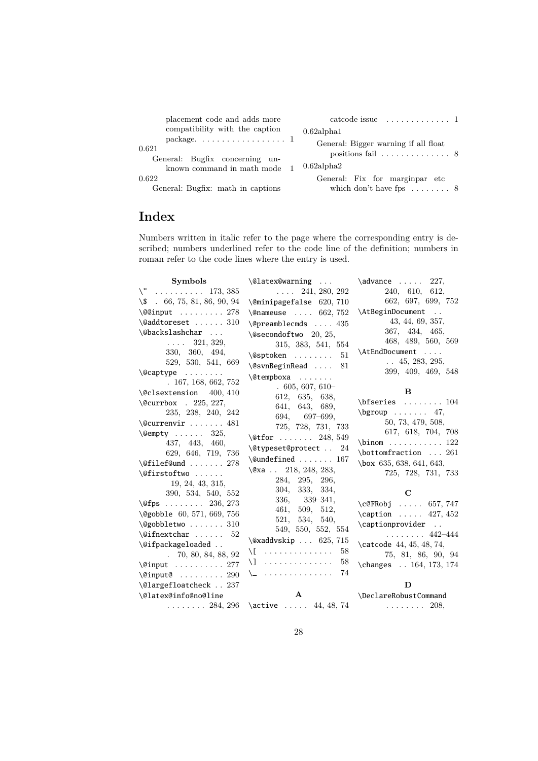placement code and adds more compatibility with the caption package. . . . . . . . . . . . . . . . . 1

0.621

General: Bugfix concerning unknown command in math mode 1

0.622

General: Bugfix: math in captions catcode issue . . . . . . . . . . . . . 1

0.62alpha1

General: Bigger warning if all float positions fail . . . . . . . . . . . . . . 8

0.62alpha2

General: Fix for marginpar etc which don't have fps . . . . . . . . 8

# Index

Numbers written in italic refer to the page where the corresponding entry is described; numbers underlined refer to the code line of the definition; numbers in roman refer to the code lines where the entry is used.

**Symbols**

\" . . . . . . . . . . 173, 385
\$ . 66, 75, 81, 86, 90, 94
\@@input . . . . . . . . . 278
\@addtoreset . . . . . . 310
\@backslashchar . . . . . . . 321, 329, 330, 360, 494, 529, 530, 541, 669
\@captype . . . . . . . . 167, 168, 662, 752
\@clsextension 400, 410
\@currbox . 225, 227, 235, 238, 240, 242
\@currenvir . . . . . . . 481
\@empty . . . . . . 325, 437, 443, 460, 629, 646, 719, 736
\@filef@und . . . . . . . 278
\@firstoftwo . . . . . . 19, 24, 43, 315, 390, 534, 540, 552
\@fps . . . . . . . . 236, 273
\@gobble 60, 571, 669, 756
\@gobbletwo . . . . . . . 310
\@ifnextchar . . . . . . 52
\@ifpackageloaded . . . 70, 80, 84, 88, 92
\@input . . . . . . . . . . 277
\@input@ . . . . . . . . . 290
\@largefloatcheck . . 237
\@latex@info@no@line . . . . . . . . 284, 296
\@latex@warning . . . . . . . 241, 280, 292
\@minipagefalse 620, 710
\@nameuse . . . . 662, 752
\@preamblecmds . . . . 435
\@secondoftwo 20, 25, 315, 383, 541, 554
\@sptoken . . . . . . . . 51
\@svnBeginRead . . . . 81
\@tempboxa . . . . . . . . 605, 607, 610–612, 635, 638, 641, 643, 689, 694, 697–699, 725, 728, 731, 733
\@tfor . . . . . . . 248, 549
\@typeset@protect . . 24
\@undefined . . . . . . . 167
\@xa . . 218, 248, 283, 284, 295, 296, 304, 333, 334, 336, 339–341, 461, 509, 512, 521, 534, 540, 549, 550, 552, 554
\@xaddvskip . . . 625, 715
\[ . . . . . . . . . . . . . . 58
\] . . . . . . . . . . . . . . 58
\_ . . . . . . . . . . . . . . 74

**A**

\active . . . . . 44, 48, 74
\advance . . . . . 227, 240, 610, 612, 662, 697, 699, 752
\AtBeginDocument . . 43, 44, 69, 357, 367, 434, 465, 468, 489, 560, 569
\AtEndDocument . . . . . . 45, 283, 295, 399, 409, 469, 548

**B**

\bfseries . . . . . . . . 104
\bgroup . . . . . . . 47, 50, 73, 479, 508, 617, 618, 704, 708
\binom . . . . . . . . . . . 122
\bottomfraction . . . 261
\box 635, 638, 641, 643, 725, 728, 731, 733

**C**

\c@FRobj . . . . . 657, 747
\caption . . . . . 427, 452
\captionprovider . . . . . . . . . . 442–444
\catcode 44, 45, 48, 74, 75, 81, 86, 90, 94
\changes . . 164, 173, 174

**D**

\DeclareRobustCommand . . . . . . . . 208,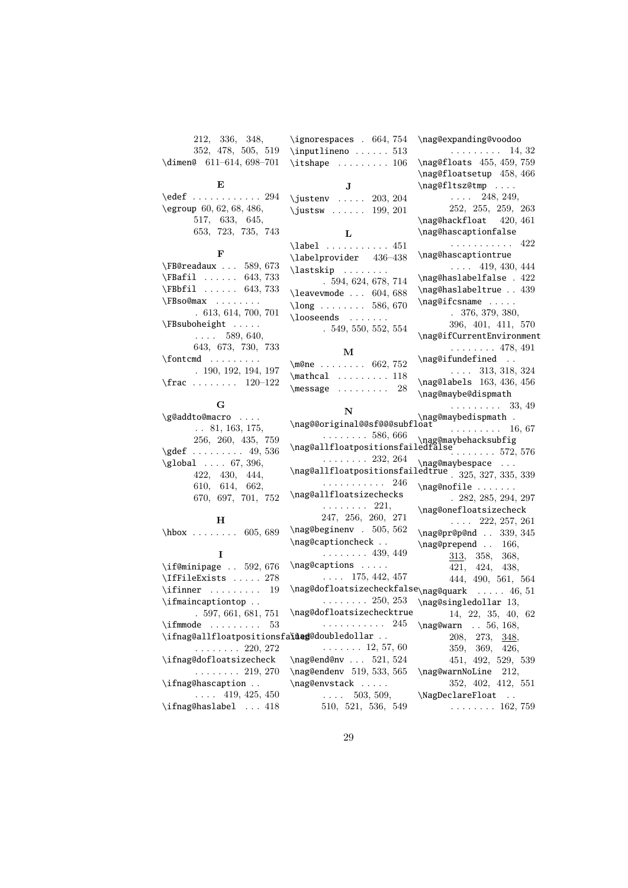212, 336, 348, 352, 478, 505, 519
\dimen@ 611–614, 698–701

**E**

\edef . . . . . . . . . . . . 294
\egroup 60, 62, 68, 486, 517, 633, 645, 653, 723, 735, 743

**F**

\FB@readaux . . . 589, 673
\FBafil . . . . . . 643, 733
\FBbfil . . . . . . 643, 733
\FBso@max . . . . . . . . 613, 614, 700, 701
\FBsuboheight . . . . . . . . . 589, 640, 643, 673, 730, 733
\fontcmd . . . . . . . . . 190, 192, 194, 197
\frac . . . . . . . . 120–122

**G**

\g@addto@macro . . . . . . 81, 163, 175, 256, 260, 435, 759
\gdef . . . . . . . . . 49, 536
\global . . . . 67, 396, 422, 430, 444, 610, 614, 662, 670, 697, 701, 752

**H**

\hbox . . . . . . . . 605, 689

**I**

\if@minipage . . 592, 676
\IfFileExists . . . . . 278
\ifinner . . . . . . . . . 19
\ifmaincaptiontop . . . 597, 661, 681, 751
\ifmmode . . . . . . . . . 53
\ifnag@allfloatpositionsfailed . . . . . . . . 220, 272
\ifnag@dofloatsizecheck . . . . . . . . 219, 270
\ifnag@hascaption . . . . . . 419, 425, 450
\ifnag@haslabel . . . 418

\ignorespaces . 664, 754
\inputlineno . . . . . . 513
\itshape . . . . . . . . . 106

**J**

\justenv . . . . . 203, 204
\justsw . . . . . . 199, 201

**L**

\label . . . . . . . . . . . 451
\labelprovider 436–438
\lastskip . . . . . . . . 594, 624, 678, 714
\leavevmode . . . 604, 688
\long . . . . . . . . 586, 670
\looseends . . . . . . . 549, 550, 552, 554

**M**

\m@ne . . . . . . . . 662, 752
\mathcal . . . . . . . . . 118
\message . . . . . . . . . 28

**N**

\nag@@original@@sf@@@subfloat . . . . . . . . 586, 666
\nag@allfloatpositionsfailedfalse . . . . . . . . 232, 264
\nag@allfloatpositionsfailedtrue . . . . . . . . . . . 246
\nag@allfloatsizechecks . . . . . . . . 221, 247, 256, 260, 271
\nag@beginenv . 505, 562
\nag@captioncheck . . . . . . . . . . 439, 449
\nag@captions . . . . . . . . 175, 442, 457
\nag@dofloatsizecheckfalse . . . . . . . . 250, 253
\nag@dofloatsizechecktrue . . . . . . . . . . . 245
\nag@doubledollar . . . . . . . . . 12, 57, 60
\nag@end@nv . . . 521, 524
\nag@endenv 519, 533, 565
\nag@envstack . . . . . . . . . 503, 509, 510, 521, 536, 549

\nag@expanding@voodoo . . . . . . . . . 14, 32
\nag@floats 455, 459, 759
\nag@floatsetup 458, 466
\nag@fltsz@tmp . . . . . . . . 248, 249, 252, 255, 259, 263
\nag@hackfloat 420, 461
\nag@hascaptionfalse . . . . . . . . . . . 422
\nag@hascaptiontrue . . . . 419, 430, 444
\nag@haslabelfalse . 422
\nag@haslabeltrue . . 439
\nag@ifcsname . . . . . . 376, 379, 380, 396, 401, 411, 570
\nag@ifCurrentEnvironment . . . . . . . . 478, 491
\nag@ifundefined . . . . . . 313, 318, 324
\nag@labels 163, 436, 456
\nag@maybe@dispmath . . . . . . . . . 33, 49
\nag@maybedispmath . . . . . . . . . 16, 67
\nag@maybehacksubfig . . . . . . . . 572, 576
\nag@maybespace . . . . 325, 327, 335, 339
\nag@nofile . . . . . . . . 282, 285, 294, 297
\nag@onefloatsizecheck . . . . 222, 257, 261
\nag@pr@p@nd . . 339, 345
\nag@prepend . . 166, <u>313</u>, 358, 368, 421, 424, 438, 444, 490, 561, 564
\nag@quark . . . . . 46, 51
\nag@singledollar 13, 14, 22, 35, 40, 62
\nag@warn . . 56, 168, 208, 273, <u>348</u>, 359, 369, 426, 451, 492, 529, 539
\nag@warnNoLine 212, 352, 402, 412, 551
\NagDeclareFloat . . . . . . . . . . 162, 759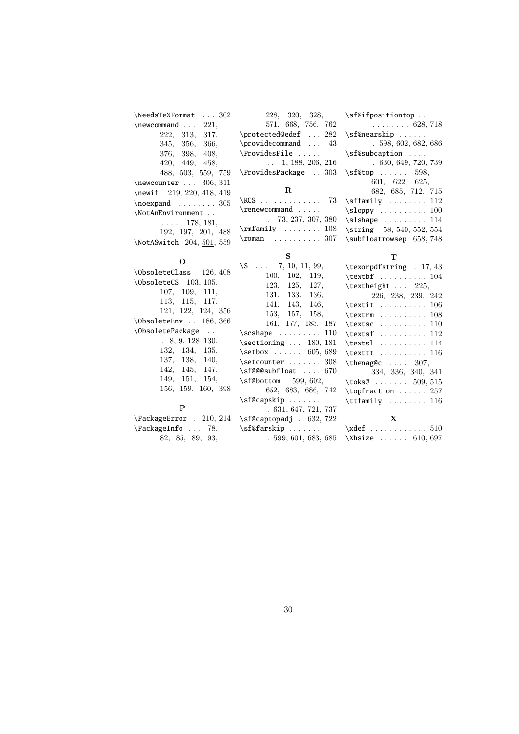\NeedsTeXFormat . . . 302
\newcommand . . . 221, 222, 313, 317, 345, 356, 366, 376, 398, 408, 420, 449, 458, 488, 503, 559, 759
\newcounter . . . 306, 311
\newif 219, 220, 418, 419
\noexpand . . . . . . . . 305
\NotAnEnvironment . . . . . . 178, 181, 192, 197, 201, 488
\NotASwitch 204, 501, 559

**O**

\ObsoleteClass 126, 408
\ObsoleteCS 103, 105, 107, 109, 111, 113, 115, 117, 121, 122, 124, 356
\ObsoleteEnv . . 186, 366
\ObsoletePackage . . . 8, 9, 128–130, 132, 134, 135, 137, 138, 140, 142, 145, 147, 149, 151, 154, 156, 159, 160, 398

**P**

\PackageError . 210, 214
\PackageInfo . . . 78, 82, 85, 89, 93, 228, 320, 328, 571, 668, 756, 762
\protected@edef . . . 282
\providecommand . . . 43
\ProvidesFile . . . . . . . 1, 188, 206, 216
\ProvidesPackage . . 303

**R**

\RCS . . . . . . . . . . . . . 73
\renewcommand . . . . . . 73, 237, 307, 380
\rmfamily . . . . . . . . 108
\roman . . . . . . . . . . . 307

**S**

\S . . . . 7, 10, 11, 99, 100, 102, 119, 123, 125, 127, 131, 133, 136, 141, 143, 146, 153, 157, 158, 161, 177, 183, 187
\scshape . . . . . . . . . 110
\sectioning . . . 180, 181
\setbox . . . . . . 605, 689
\setcounter . . . . . . . 308
\sf@@@subfloat . . . . 670
\sf@bottom 599, 602, 652, 683, 686, 742
\sf@capskip . . . . . . . . 631, 647, 721, 737
\sf@captopadj . 632, 722
\sf@farskip . . . . . . . . 599, 601, 683, 685
\sf@ifpositiontop . . . . . . . . . . 628, 718
\sf@nearskip . . . . . . . 598, 602, 682, 686
\sf@subcaption . . . . . 630, 649, 720, 739
\sf@top . . . . . . 598, 601, 622, 625, 682, 685, 712, 715
\sffamily . . . . . . . . 112
\sloppy . . . . . . . . . . 100
\slshape . . . . . . . . . 114
\string 58, 540, 552, 554
\subfloatrowsep 658, 748

**T**

\texorpdfstring . 17, 43
\textbf . . . . . . . . . . 104
\textheight . . . 225, 226, 238, 239, 242
\textit . . . . . . . . . . 106
\textrm . . . . . . . . . . 108
\textsc . . . . . . . . . . 110
\textsf . . . . . . . . . . 112
\textsl . . . . . . . . . . 114
\texttt . . . . . . . . . . 116
\thenag@c . . . . 307, 334, 336, 340, 341
\toks@ . . . . . . . 509, 515
\topfraction . . . . . . 257
\ttfamily . . . . . . . . 116

**X**

\xdef . . . . . . . . . . . . 510
\Xhsize . . . . . . 610, 697